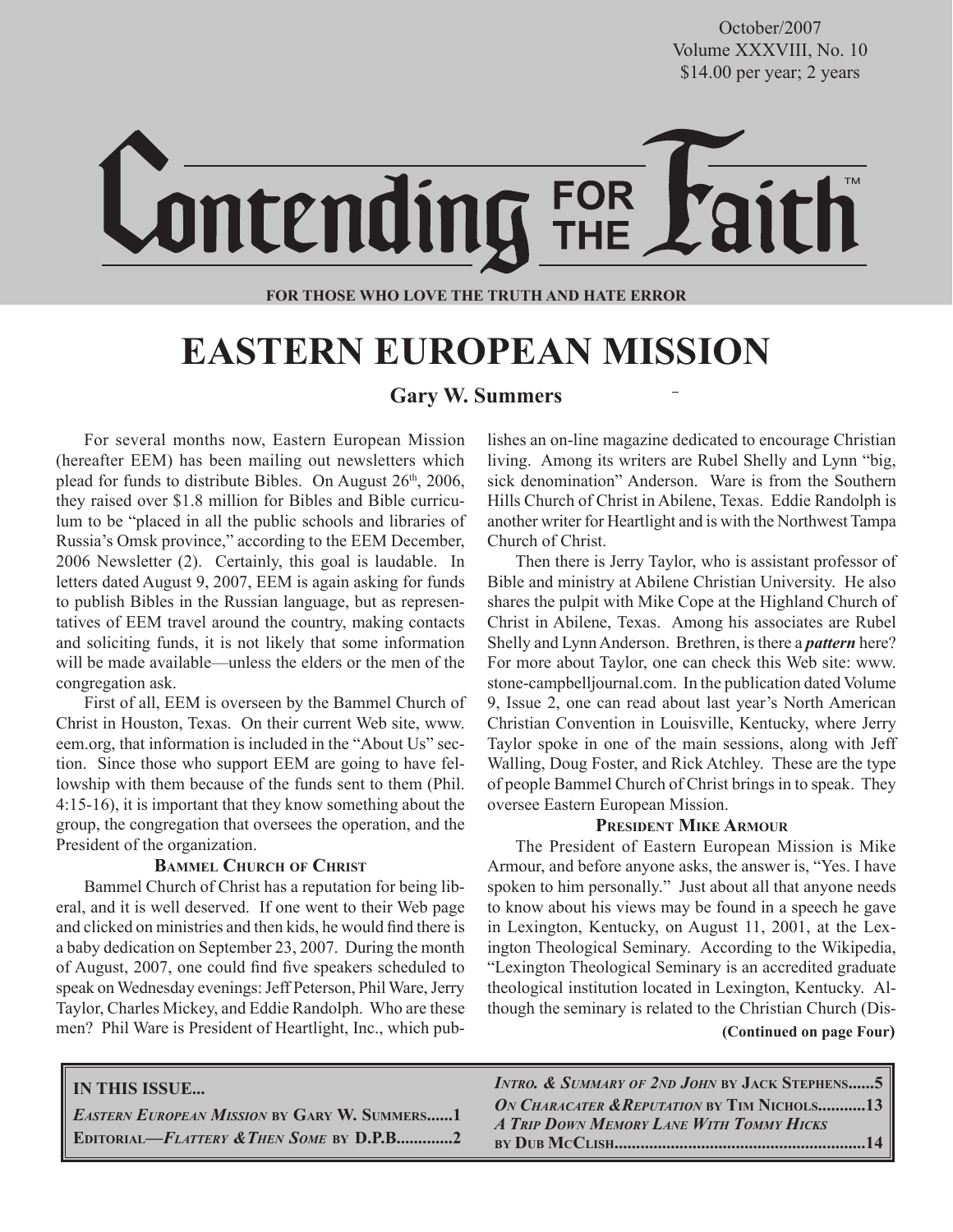October/2007
Volume XXXVIII, No. 10
$14.00 per year; 2 years

# Contending FOR THE Faith™

**FOR THOSE WHO LOVE THE TRUTH AND HATE ERROR**

# EASTERN EUROPEAN MISSION

## Gary W. Summers

For several months now, Eastern European Mission (hereafter EEM) has been mailing out newsletters which plead for funds to distribute Bibles. On August 26th, 2006, they raised over $1.8 million for Bibles and Bible curriculum to be "placed in all the public schools and libraries of Russia's Omsk province," according to the EEM December, 2006 Newsletter (2). Certainly, this goal is laudable. In letters dated August 9, 2007, EEM is again asking for funds to publish Bibles in the Russian language, but as representatives of EEM travel around the country, making contacts and soliciting funds, it is not likely that some information will be made available—unless the elders or the men of the congregation ask.

First of all, EEM is overseen by the Bammel Church of Christ in Houston, Texas. On their current Web site, www.eem.org, that information is included in the "About Us" section. Since those who support EEM are going to have fellowship with them because of the funds sent to them (Phil. 4:15-16), it is important that they know something about the group, the congregation that oversees the operation, and the President of the organization.

### Bammel Church of Christ

Bammel Church of Christ has a reputation for being liberal, and it is well deserved. If one went to their Web page and clicked on ministries and then kids, he would find there is a baby dedication on September 23, 2007. During the month of August, 2007, one could find five speakers scheduled to speak on Wednesday evenings: Jeff Peterson, Phil Ware, Jerry Taylor, Charles Mickey, and Eddie Randolph. Who are these men? Phil Ware is President of Heartlight, Inc., which publishes an on-line magazine dedicated to encourage Christian living. Among its writers are Rubel Shelly and Lynn "big, sick denomination" Anderson. Ware is from the Southern Hills Church of Christ in Abilene, Texas. Eddie Randolph is another writer for Heartlight and is with the Northwest Tampa Church of Christ.

Then there is Jerry Taylor, who is assistant professor of Bible and ministry at Abilene Christian University. He also shares the pulpit with Mike Cope at the Highland Church of Christ in Abilene, Texas. Among his associates are Rubel Shelly and Lynn Anderson. Brethren, is there a ***pattern*** here? For more about Taylor, one can check this Web site: www.stone-campbelljournal.com. In the publication dated Volume 9, Issue 2, one can read about last year's North American Christian Convention in Louisville, Kentucky, where Jerry Taylor spoke in one of the main sessions, along with Jeff Walling, Doug Foster, and Rick Atchley. These are the type of people Bammel Church of Christ brings in to speak. They oversee Eastern European Mission.

### President Mike Armour

The President of Eastern European Mission is Mike Armour, and before anyone asks, the answer is, "Yes. I have spoken to him personally." Just about all that anyone needs to know about his views may be found in a speech he gave in Lexington, Kentucky, on August 11, 2001, at the Lexington Theological Seminary. According to the Wikipedia, "Lexington Theological Seminary is an accredited graduate theological institution located in Lexington, Kentucky. Although the seminary is related to the Christian Church (Dis-

**(Continued on page Four)**

**IN THIS ISSUE...**

*Eastern European Mission* by Gary W. Summers......1
Editorial—*Flattery &Then Some* by D.P.B.............2
*Intro. & Summary of 2nd John* by Jack Stephens......5
*On Characater &Reputation* by Tim Nichols...........13
*A Trip Down Memory Lane With Tommy Hicks* by Dub McClish..........................................................14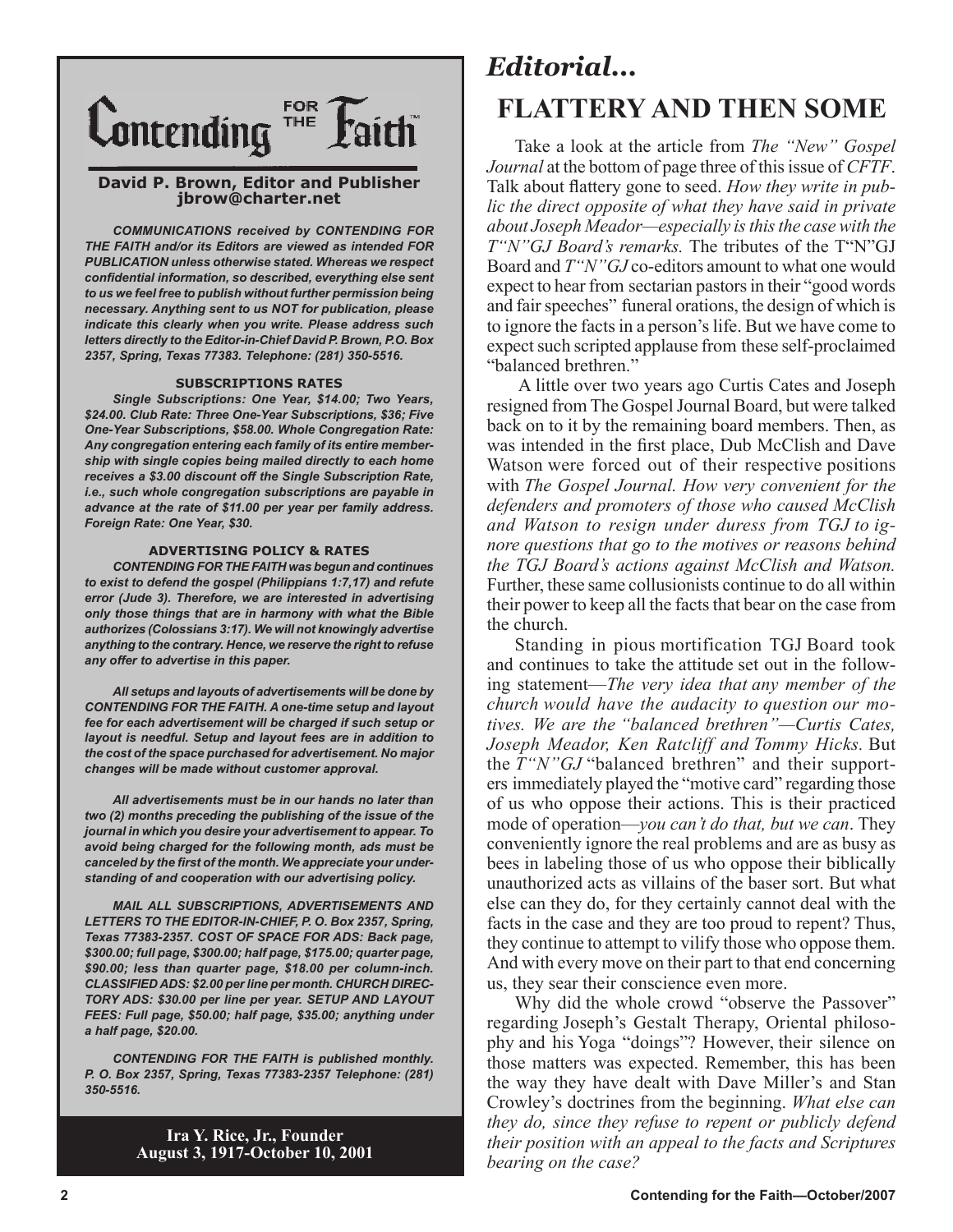# Contending FOR THE Faith™

**David P. Brown, Editor and Publisher**
**jbrow@charter.net**

***COMMUNICATIONS received by CONTENDING FOR THE FAITH and/or its Editors are viewed as intended FOR PUBLICATION unless otherwise stated. Whereas we respect confidential information, so described, everything else sent to us we feel free to publish without further permission being necessary. Anything sent to us NOT for publication, please indicate this clearly when you write. Please address such letters directly to the Editor-in-Chief David P. Brown, P.O. Box 2357, Spring, Texas 77383. Telephone: (281) 350-5516.***

**SUBSCRIPTIONS RATES**

***Single Subscriptions: One Year, $14.00; Two Years, $24.00. Club Rate: Three One-Year Subscriptions, $36; Five One-Year Subscriptions, $58.00. Whole Congregation Rate: Any congregation entering each family of its entire membership with single copies being mailed directly to each home receives a $3.00 discount off the Single Subscription Rate, i.e., such whole congregation subscriptions are payable in advance at the rate of $11.00 per year per family address. Foreign Rate: One Year, $30.***

**ADVERTISING POLICY & RATES**

***CONTENDING FOR THE FAITH was begun and continues to exist to defend the gospel (Philippians 1:7,17) and refute error (Jude 3). Therefore, we are interested in advertising only those things that are in harmony with what the Bible authorizes (Colossians 3:17). We will not knowingly advertise anything to the contrary. Hence, we reserve the right to refuse any offer to advertise in this paper.***

***All setups and layouts of advertisements will be done by CONTENDING FOR THE FAITH. A one-time setup and layout fee for each advertisement will be charged if such setup or layout is needful. Setup and layout fees are in addition to the cost of the space purchased for advertisement. No major changes will be made without customer approval.***

***All advertisements must be in our hands no later than two (2) months preceding the publishing of the issue of the journal in which you desire your advertisement to appear. To avoid being charged for the following month, ads must be canceled by the first of the month. We appreciate your understanding of and cooperation with our advertising policy.***

***MAIL ALL SUBSCRIPTIONS, ADVERTISEMENTS AND LETTERS TO THE EDITOR-IN-CHIEF, P. O. Box 2357, Spring, Texas 77383-2357. COST OF SPACE FOR ADS: Back page, $300.00; full page, $300.00; half page, $175.00; quarter page, $90.00; less than quarter page, $18.00 per column-inch. CLASSIFIED ADS: $2.00 per line per month. CHURCH DIRECTORY ADS: $30.00 per line per year. SETUP AND LAYOUT FEES: Full page, $50.00; half page, $35.00; anything under a half page, $20.00.***

***CONTENDING FOR THE FAITH is published monthly. P. O. Box 2357, Spring, Texas 77383-2357 Telephone: (281) 350-5516.***

**Ira Y. Rice, Jr., Founder**
**August 3, 1917-October 10, 2001**

## *Editorial...*

# FLATTERY AND THEN SOME

Take a look at the article from *The "New" Gospel Journal* at the bottom of page three of this issue of *CFTF*. Talk about flattery gone to seed. *How they write in public the direct opposite of what they have said in private about Joseph Meador—especially is this the case with the T"N"GJ Board's remarks.* The tributes of the T"N"GJ Board and *T"N"GJ* co-editors amount to what one would expect to hear from sectarian pastors in their "good words and fair speeches" funeral orations, the design of which is to ignore the facts in a person's life. But we have come to expect such scripted applause from these self-proclaimed "balanced brethren."

A little over two years ago Curtis Cates and Joseph resigned from The Gospel Journal Board, but were talked back on to it by the remaining board members. Then, as was intended in the first place, Dub McClish and Dave Watson were forced out of their respective positions with *The Gospel Journal. How very convenient for the defenders and promoters of those who caused McClish and Watson to resign under duress from TGJ to ignore questions that go to the motives or reasons behind the TGJ Board's actions against McClish and Watson.* Further, these same collusionists continue to do all within their power to keep all the facts that bear on the case from the church.

Standing in pious mortification TGJ Board took and continues to take the attitude set out in the following statement—*The very idea that any member of the church would have the audacity to question our motives. We are the "balanced brethren"—Curtis Cates, Joseph Meador, Ken Ratcliff and Tommy Hicks.* But the *T"N"GJ* "balanced brethren" and their supporters immediately played the "motive card" regarding those of us who oppose their actions. This is their practiced mode of operation—*you can't do that, but we can*. They conveniently ignore the real problems and are as busy as bees in labeling those of us who oppose their biblically unauthorized acts as villains of the baser sort. But what else can they do, for they certainly cannot deal with the facts in the case and they are too proud to repent? Thus, they continue to attempt to vilify those who oppose them. And with every move on their part to that end concerning us, they sear their conscience even more.

Why did the whole crowd "observe the Passover" regarding Joseph's Gestalt Therapy, Oriental philosophy and his Yoga "doings"? However, their silence on those matters was expected. Remember, this has been the way they have dealt with Dave Miller's and Stan Crowley's doctrines from the beginning. *What else can they do, since they refuse to repent or publicly defend their position with an appeal to the facts and Scriptures bearing on the case?*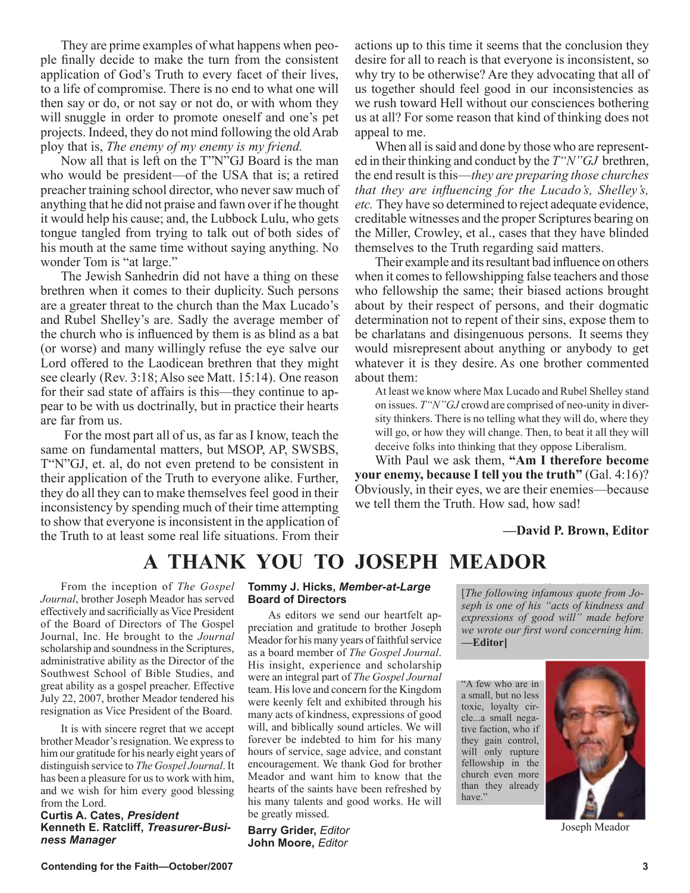They are prime examples of what happens when people finally decide to make the turn from the consistent application of God's Truth to every facet of their lives, to a life of compromise. There is no end to what one will then say or do, or not say or not do, or with whom they will snuggle in order to promote oneself and one's pet projects. Indeed, they do not mind following the old Arab ploy that is, *The enemy of my enemy is my friend.*

Now all that is left on the T"N"GJ Board is the man who would be president—of the USA that is; a retired preacher training school director, who never saw much of anything that he did not praise and fawn over if he thought it would help his cause; and, the Lubbock Lulu, who gets tongue tangled from trying to talk out of both sides of his mouth at the same time without saying anything. No wonder Tom is "at large."

The Jewish Sanhedrin did not have a thing on these brethren when it comes to their duplicity. Such persons are a greater threat to the church than the Max Lucado's and Rubel Shelley's are. Sadly the average member of the church who is influenced by them is as blind as a bat (or worse) and many willingly refuse the eye salve our Lord offered to the Laodicean brethren that they might see clearly (Rev. 3:18; Also see Matt. 15:14). One reason for their sad state of affairs is this—they continue to appear to be with us doctrinally, but in practice their hearts are far from us.

For the most part all of us, as far as I know, teach the same on fundamental matters, but MSOP, AP, SWSBS, T"N"GJ, et. al, do not even pretend to be consistent in their application of the Truth to everyone alike. Further, they do all they can to make themselves feel good in their inconsistency by spending much of their time attempting to show that everyone is inconsistent in the application of the Truth to at least some real life situations. From their actions up to this time it seems that the conclusion they desire for all to reach is that everyone is inconsistent, so why try to be otherwise? Are they advocating that all of us together should feel good in our inconsistencies as we rush toward Hell without our consciences bothering us at all? For some reason that kind of thinking does not appeal to me.

When all is said and done by those who are represented in their thinking and conduct by the *T"N"GJ* brethren, the end result is this—*they are preparing those churches that they are influencing for the Lucado's, Shelley's, etc.* They have so determined to reject adequate evidence, creditable witnesses and the proper Scriptures bearing on the Miller, Crowley, et al., cases that they have blinded themselves to the Truth regarding said matters.

Their example and its resultant bad influence on others when it comes to fellowshipping false teachers and those who fellowship the same; their biased actions brought about by their respect of persons, and their dogmatic determination not to repent of their sins, expose them to be charlatans and disingenuous persons. It seems they would misrepresent about anything or anybody to get whatever it is they desire. As one brother commented about them:

> At least we know where Max Lucado and Rubel Shelley stand on issues. *T"N"GJ* crowd are comprised of neo-unity in diversity thinkers. There is no telling what they will do, where they will go, or how they will change. Then, to beat it all they will deceive folks into thinking that they oppose Liberalism.

With Paul we ask them, **"Am I therefore become your enemy, because I tell you the truth"** (Gal. 4:16)? Obviously, in their eyes, we are their enemies—because we tell them the Truth. How sad, how sad!

**—David P. Brown, Editor**

# A THANK YOU TO JOSEPH MEADOR

From the inception of *The Gospel Journal*, brother Joseph Meador has served effectively and sacrificially as Vice President of the Board of Directors of The Gospel Journal, Inc. He brought to the *Journal* scholarship and soundness in the Scriptures, administrative ability as the Director of the Southwest School of Bible Studies, and great ability as a gospel preacher. Effective July 22, 2007, brother Meador tendered his resignation as Vice President of the Board.

It is with sincere regret that we accept brother Meador's resignation. We express to him our gratitude for his nearly eight years of distinguish service to *The Gospel Journal*. It has been a pleasure for us to work with him, and we wish for him every good blessing from the Lord.

**Curtis A. Cates, *President***
**Kenneth E. Ratcliff, *Treasurer-Business Manager***
**Tommy J. Hicks, *Member-at-Large Board of Directors***

As editors we send our heartfelt appreciation and gratitude to brother Joseph Meador for his many years of faithful service as a board member of *The Gospel Journal*. His insight, experience and scholarship were an integral part of *The Gospel Journal* team. His love and concern for the Kingdom were keenly felt and exhibited through his many acts of kindness, expressions of good will, and biblically sound articles. We will forever be indebted to him for his many hours of service, sage advice, and constant encouragement. We thank God for brother Meador and want him to know that the hearts of the saints have been refreshed by his many talents and good works. He will be greatly missed.

**Barry Grider, *Editor***
**John Moore, *Editor***

[*The following infamous quote from Joseph is one of his "acts of kindness and expressions of good will" made before we wrote our first word concerning him.* **—Editor]**

"A few who are in a small, but no less toxic, loyalty circle...a small negative faction, who if they gain control, will only rupture fellowship in the church even more than they already have."

Joseph Meador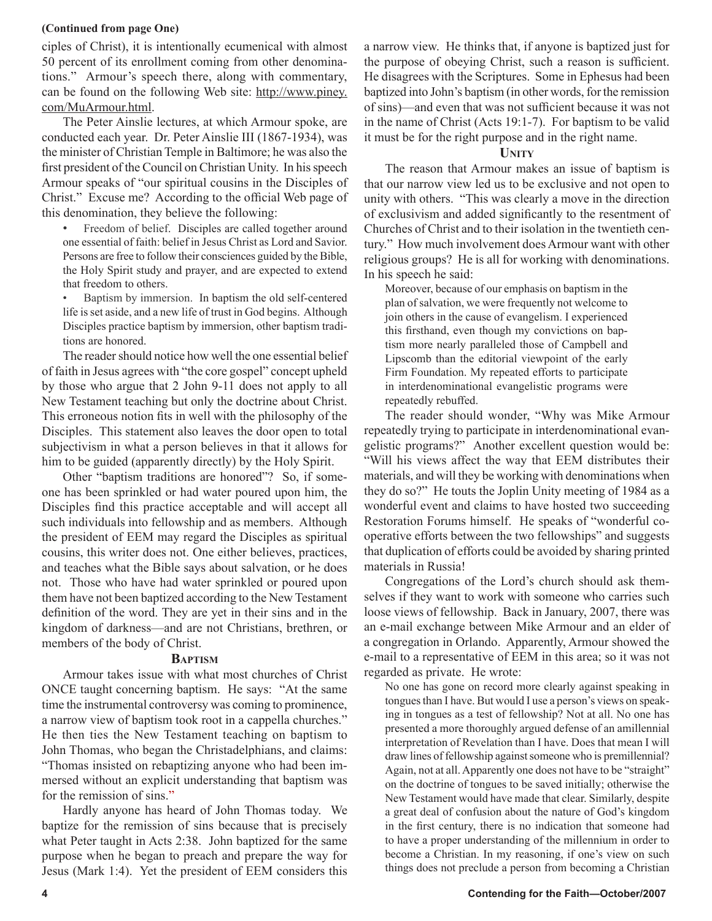**(Continued from page One)**

ciples of Christ), it is intentionally ecumenical with almost 50 percent of its enrollment coming from other denominations." Armour's speech there, along with commentary, can be found on the following Web site: http://www.piney.com/MuArmour.html.

The Peter Ainslie lectures, at which Armour spoke, are conducted each year. Dr. Peter Ainslie III (1867-1934), was the minister of Christian Temple in Baltimore; he was also the first president of the Council on Christian Unity. In his speech Armour speaks of "our spiritual cousins in the Disciples of Christ." Excuse me? According to the official Web page of this denomination, they believe the following:

- Freedom of belief. Disciples are called together around one essential of faith: belief in Jesus Christ as Lord and Savior. Persons are free to follow their consciences guided by the Bible, the Holy Spirit study and prayer, and are expected to extend that freedom to others.
- Baptism by immersion. In baptism the old self-centered life is set aside, and a new life of trust in God begins. Although Disciples practice baptism by immersion, other baptism traditions are honored.

The reader should notice how well the one essential belief of faith in Jesus agrees with "the core gospel" concept upheld by those who argue that 2 John 9-11 does not apply to all New Testament teaching but only the doctrine about Christ. This erroneous notion fits in well with the philosophy of the Disciples. This statement also leaves the door open to total subjectivism in what a person believes in that it allows for him to be guided (apparently directly) by the Holy Spirit.

Other "baptism traditions are honored"? So, if someone has been sprinkled or had water poured upon him, the Disciples find this practice acceptable and will accept all such individuals into fellowship and as members. Although the president of EEM may regard the Disciples as spiritual cousins, this writer does not. One either believes, practices, and teaches what the Bible says about salvation, or he does not. Those who have had water sprinkled or poured upon them have not been baptized according to the New Testament definition of the word. They are yet in their sins and in the kingdom of darkness—and are not Christians, brethren, or members of the body of Christ.

### Baptism

Armour takes issue with what most churches of Christ ONCE taught concerning baptism. He says: "At the same time the instrumental controversy was coming to prominence, a narrow view of baptism took root in a cappella churches." He then ties the New Testament teaching on baptism to John Thomas, who began the Christadelphians, and claims: "Thomas insisted on rebaptizing anyone who had been immersed without an explicit understanding that baptism was for the remission of sins."

Hardly anyone has heard of John Thomas today. We baptize for the remission of sins because that is precisely what Peter taught in Acts 2:38. John baptized for the same purpose when he began to preach and prepare the way for Jesus (Mark 1:4). Yet the president of EEM considers this a narrow view. He thinks that, if anyone is baptized just for the purpose of obeying Christ, such a reason is sufficient. He disagrees with the Scriptures. Some in Ephesus had been baptized into John's baptism (in other words, for the remission of sins)—and even that was not sufficient because it was not in the name of Christ (Acts 19:1-7). For baptism to be valid it must be for the right purpose and in the right name.

### Unity

The reason that Armour makes an issue of baptism is that our narrow view led us to be exclusive and not open to unity with others. "This was clearly a move in the direction of exclusivism and added significantly to the resentment of Churches of Christ and to their isolation in the twentieth century." How much involvement does Armour want with other religious groups? He is all for working with denominations. In his speech he said:

> Moreover, because of our emphasis on baptism in the plan of salvation, we were frequently not welcome to join others in the cause of evangelism. I experienced this firsthand, even though my convictions on baptism more nearly paralleled those of Campbell and Lipscomb than the editorial viewpoint of the early Firm Foundation. My repeated efforts to participate in interdenominational evangelistic programs were repeatedly rebuffed.

The reader should wonder, "Why was Mike Armour repeatedly trying to participate in interdenominational evangelistic programs?" Another excellent question would be: "Will his views affect the way that EEM distributes their materials, and will they be working with denominations when they do so?" He touts the Joplin Unity meeting of 1984 as a wonderful event and claims to have hosted two succeeding Restoration Forums himself. He speaks of "wonderful cooperative efforts between the two fellowships" and suggests that duplication of efforts could be avoided by sharing printed materials in Russia!

Congregations of the Lord's church should ask themselves if they want to work with someone who carries such loose views of fellowship. Back in January, 2007, there was an e-mail exchange between Mike Armour and an elder of a congregation in Orlando. Apparently, Armour showed the e-mail to a representative of EEM in this area; so it was not regarded as private. He wrote:

> No one has gone on record more clearly against speaking in tongues than I have. But would I use a person's views on speaking in tongues as a test of fellowship? Not at all. No one has presented a more thoroughly argued defense of an amillennial interpretation of Revelation than I have. Does that mean I will draw lines of fellowship against someone who is premillennial? Again, not at all. Apparently one does not have to be "straight" on the doctrine of tongues to be saved initially; otherwise the New Testament would have made that clear. Similarly, despite a great deal of confusion about the nature of God's kingdom in the first century, there is no indication that someone had to have a proper understanding of the millennium in order to become a Christian. In my reasoning, if one's view on such things does not preclude a person from becoming a Christian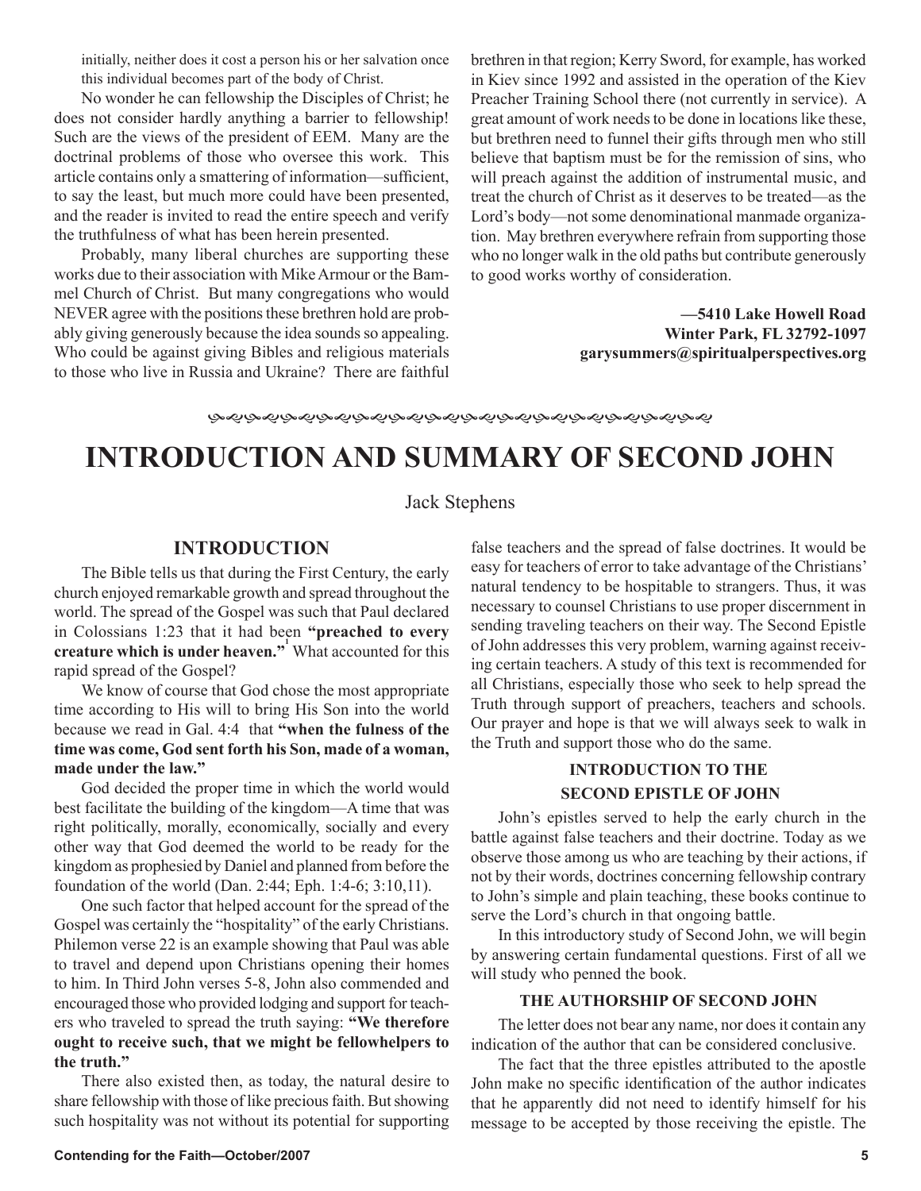initially, neither does it cost a person his or her salvation once this individual becomes part of the body of Christ.

No wonder he can fellowship the Disciples of Christ; he does not consider hardly anything a barrier to fellowship! Such are the views of the president of EEM. Many are the doctrinal problems of those who oversee this work. This article contains only a smattering of information—sufficient, to say the least, but much more could have been presented, and the reader is invited to read the entire speech and verify the truthfulness of what has been herein presented.

Probably, many liberal churches are supporting these works due to their association with Mike Armour or the Bammel Church of Christ. But many congregations who would NEVER agree with the positions these brethren hold are probably giving generously because the idea sounds so appealing. Who could be against giving Bibles and religious materials to those who live in Russia and Ukraine? There are faithful brethren in that region; Kerry Sword, for example, has worked in Kiev since 1992 and assisted in the operation of the Kiev Preacher Training School there (not currently in service). A great amount of work needs to be done in locations like these, but brethren need to funnel their gifts through men who still believe that baptism must be for the remission of sins, who will preach against the addition of instrumental music, and treat the church of Christ as it deserves to be treated—as the Lord's body—not some denominational manmade organization. May brethren everywhere refrain from supporting those who no longer walk in the old paths but contribute generously to good works worthy of consideration.

**—5410 Lake Howell Road**
**Winter Park, FL 32792-1097**
**garysummers@spiritualperspectives.org**

# INTRODUCTION AND SUMMARY OF SECOND JOHN

Jack Stephens

## INTRODUCTION

The Bible tells us that during the First Century, the early church enjoyed remarkable growth and spread throughout the world. The spread of the Gospel was such that Paul declared in Colossians 1:23 that it had been **"preached to every creature which is under heaven."**[1] What accounted for this rapid spread of the Gospel?

We know of course that God chose the most appropriate time according to His will to bring His Son into the world because we read in Gal. 4:4 that **"when the fulness of the time was come, God sent forth his Son, made of a woman, made under the law."**

God decided the proper time in which the world would best facilitate the building of the kingdom—A time that was right politically, morally, economically, socially and every other way that God deemed the world to be ready for the kingdom as prophesied by Daniel and planned from before the foundation of the world (Dan. 2:44; Eph. 1:4-6; 3:10,11).

One such factor that helped account for the spread of the Gospel was certainly the "hospitality" of the early Christians. Philemon verse 22 is an example showing that Paul was able to travel and depend upon Christians opening their homes to him. In Third John verses 5-8, John also commended and encouraged those who provided lodging and support for teachers who traveled to spread the truth saying: **"We therefore ought to receive such, that we might be fellowhelpers to the truth."**

There also existed then, as today, the natural desire to share fellowship with those of like precious faith. But showing such hospitality was not without its potential for supporting false teachers and the spread of false doctrines. It would be easy for teachers of error to take advantage of the Christians' natural tendency to be hospitable to strangers. Thus, it was necessary to counsel Christians to use proper discernment in sending traveling teachers on their way. The Second Epistle of John addresses this very problem, warning against receiving certain teachers. A study of this text is recommended for all Christians, especially those who seek to help spread the Truth through support of preachers, teachers and schools. Our prayer and hope is that we will always seek to walk in the Truth and support those who do the same.

### INTRODUCTION TO THE SECOND EPISTLE OF JOHN

John's epistles served to help the early church in the battle against false teachers and their doctrine. Today as we observe those among us who are teaching by their actions, if not by their words, doctrines concerning fellowship contrary to John's simple and plain teaching, these books continue to serve the Lord's church in that ongoing battle.

In this introductory study of Second John, we will begin by answering certain fundamental questions. First of all we will study who penned the book.

#### THE AUTHORSHIP OF SECOND JOHN

The letter does not bear any name, nor does it contain any indication of the author that can be considered conclusive.

The fact that the three epistles attributed to the apostle John make no specific identification of the author indicates that he apparently did not need to identify himself for his message to be accepted by those receiving the epistle. The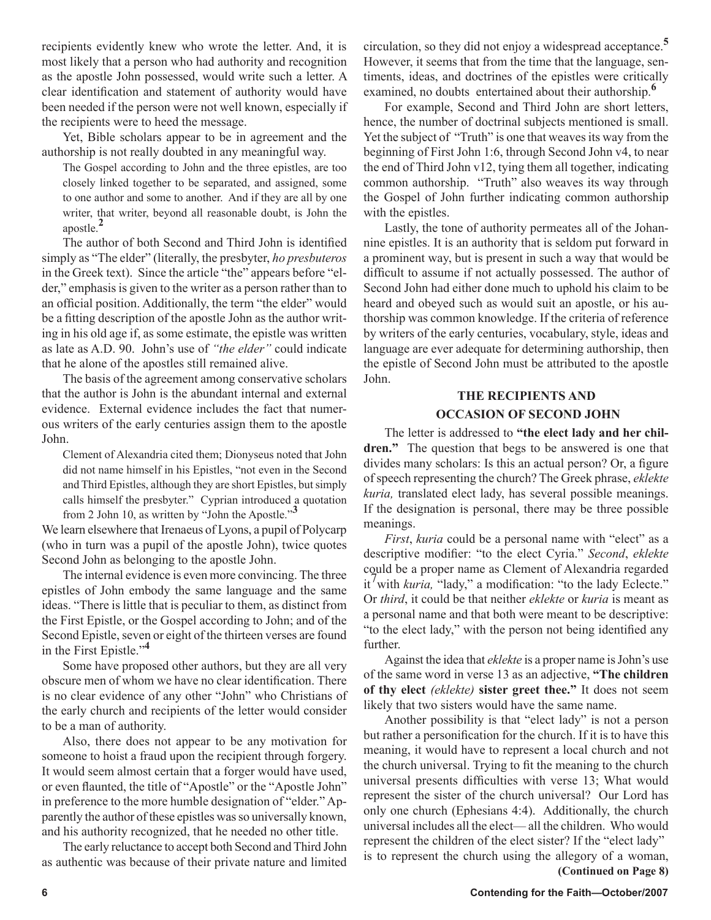recipients evidently knew who wrote the letter. And, it is most likely that a person who had authority and recognition as the apostle John possessed, would write such a letter. A clear identification and statement of authority would have been needed if the person were not well known, especially if the recipients were to heed the message.

Yet, Bible scholars appear to be in agreement and the authorship is not really doubted in any meaningful way.

> The Gospel according to John and the three epistles, are too closely linked together to be separated, and assigned, some to one author and some to another. And if they are all by one writer, that writer, beyond all reasonable doubt, is John the apostle.[2]

The author of both Second and Third John is identified simply as "The elder" (literally, the presbyter, *ho presbuteros* in the Greek text). Since the article "the" appears before "elder," emphasis is given to the writer as a person rather than to an official position. Additionally, the term "the elder" would be a fitting description of the apostle John as the author writing in his old age if, as some estimate, the epistle was written as late as A.D. 90. John's use of *"the elder"* could indicate that he alone of the apostles still remained alive.

The basis of the agreement among conservative scholars that the author is John is the abundant internal and external evidence. External evidence includes the fact that numerous writers of the early centuries assign them to the apostle John.

> Clement of Alexandria cited them; Dionyseus noted that John did not name himself in his Epistles, "not even in the Second and Third Epistles, although they are short Epistles, but simply calls himself the presbyter." Cyprian introduced a quotation from 2 John 10, as written by "John the Apostle."[3]

We learn elsewhere that Irenaeus of Lyons, a pupil of Polycarp (who in turn was a pupil of the apostle John), twice quotes Second John as belonging to the apostle John.

The internal evidence is even more convincing. The three epistles of John embody the same language and the same ideas. "There is little that is peculiar to them, as distinct from the First Epistle, or the Gospel according to John; and of the Second Epistle, seven or eight of the thirteen verses are found in the First Epistle."[4]

Some have proposed other authors, but they are all very obscure men of whom we have no clear identification. There is no clear evidence of any other "John" who Christians of the early church and recipients of the letter would consider to be a man of authority.

Also, there does not appear to be any motivation for someone to hoist a fraud upon the recipient through forgery. It would seem almost certain that a forger would have used, or even flaunted, the title of "Apostle" or the "Apostle John" in preference to the more humble designation of "elder." Apparently the author of these epistles was so universally known, and his authority recognized, that he needed no other title.

The early reluctance to accept both Second and Third John as authentic was because of their private nature and limited circulation, so they did not enjoy a widespread acceptance.[5] However, it seems that from the time that the language, sentiments, ideas, and doctrines of the epistles were critically examined, no doubts entertained about their authorship.[6]

For example, Second and Third John are short letters, hence, the number of doctrinal subjects mentioned is small. Yet the subject of "Truth" is one that weaves its way from the beginning of First John 1:6, through Second John v4, to near the end of Third John v12, tying them all together, indicating common authorship. "Truth" also weaves its way through the Gospel of John further indicating common authorship with the epistles.

Lastly, the tone of authority permeates all of the Johannine epistles. It is an authority that is seldom put forward in a prominent way, but is present in such a way that would be difficult to assume if not actually possessed. The author of Second John had either done much to uphold his claim to be heard and obeyed such as would suit an apostle, or his authorship was common knowledge. If the criteria of reference by writers of the early centuries, vocabulary, style, ideas and language are ever adequate for determining authorship, then the epistle of Second John must be attributed to the apostle John.

## THE RECIPIENTS AND OCCASION OF SECOND JOHN

The letter is addressed to **"the elect lady and her children."** The question that begs to be answered is one that divides many scholars: Is this an actual person? Or, a figure of speech representing the church? The Greek phrase, *eklekte kuria,* translated elect lady, has several possible meanings. If the designation is personal, there may be three possible meanings.

*First*, *kuria* could be a personal name with "elect" as a descriptive modifier: "to the elect Cyria." *Second*, *eklekte* could be a proper name as Clement of Alexandria regarded it[7] with *kuria,* "lady," a modification: "to the lady Eclecte." Or *third*, it could be that neither *eklekte* or *kuria* is meant as a personal name and that both were meant to be descriptive: "to the elect lady," with the person not being identified any further.

Against the idea that *eklekte* is a proper name is John's use of the same word in verse 13 as an adjective, **"The children of thy elect** *(eklekte)* **sister greet thee."** It does not seem likely that two sisters would have the same name.

Another possibility is that "elect lady" is not a person but rather a personification for the church. If it is to have this meaning, it would have to represent a local church and not the church universal. Trying to fit the meaning to the church universal presents difficulties with verse 13; What would represent the sister of the church universal? Our Lord has only one church (Ephesians 4:4). Additionally, the church universal includes all the elect— all the children. Who would represent the children of the elect sister? If the "elect lady" is to represent the church using the allegory of a woman,

**(Continued on Page 8)**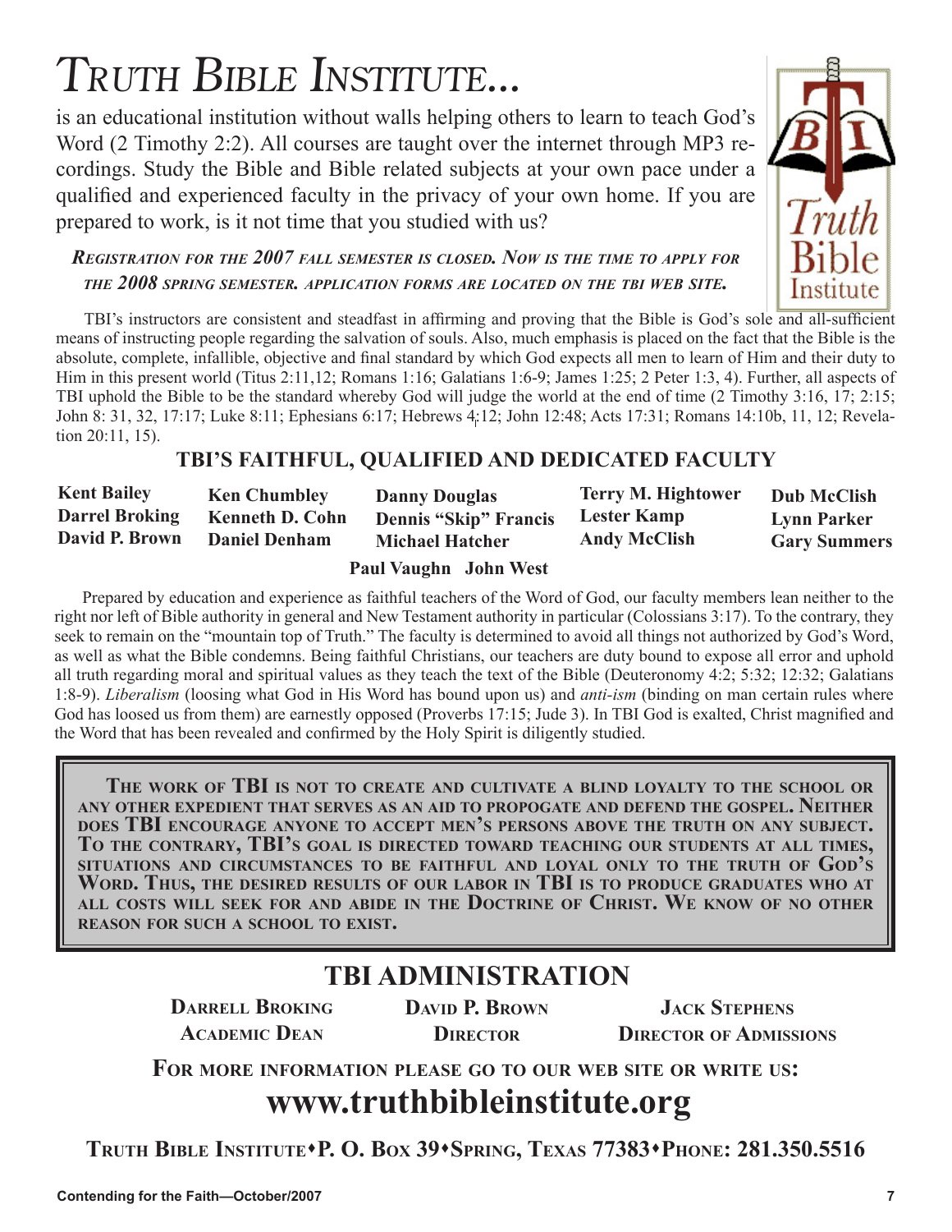# *TRUTH BIBLE INSTITUTE...*

is an educational institution without walls helping others to learn to teach God's Word (2 Timothy 2:2). All courses are taught over the internet through MP3 recordings. Study the Bible and Bible related subjects at your own pace under a qualified and experienced faculty in the privacy of your own home. If you are prepared to work, is it not time that you studied with us?

***REGISTRATION FOR THE 2007 FALL SEMESTER IS CLOSED. NOW IS THE TIME TO APPLY FOR THE 2008 SPRING SEMESTER. APPLICATION FORMS ARE LOCATED ON THE TBI WEB SITE.***

TBI's instructors are consistent and steadfast in affirming and proving that the Bible is God's sole and all-sufficient means of instructing people regarding the salvation of souls. Also, much emphasis is placed on the fact that the Bible is the absolute, complete, infallible, objective and final standard by which God expects all men to learn of Him and their duty to Him in this present world (Titus 2:11,12; Romans 1:16; Galatians 1:6-9; James 1:25; 2 Peter 1:3, 4). Further, all aspects of TBI uphold the Bible to be the standard whereby God will judge the world at the end of time (2 Timothy 3:16, 17; 2:15; John 8: 31, 32, 17:17; Luke 8:11; Ephesians 6:17; Hebrews 4:12; John 12:48; Acts 17:31; Romans 14:10b, 11, 12; Revelation 20:11, 15).

## TBI'S FAITHFUL, QUALIFIED AND DEDICATED FACULTY

**Kent Bailey**
**Darrel Broking**
**David P. Brown**
**Ken Chumbley**
**Kenneth D. Cohn**
**Daniel Denham**
**Danny Douglas**
**Dennis "Skip" Francis**
**Michael Hatcher**
**Terry M. Hightower**
**Lester Kamp**
**Andy McClish**
**Dub McClish**
**Lynn Parker**
**Gary Summers**
**Paul Vaughn**
**John West**

Prepared by education and experience as faithful teachers of the Word of God, our faculty members lean neither to the right nor left of Bible authority in general and New Testament authority in particular (Colossians 3:17). To the contrary, they seek to remain on the "mountain top of Truth." The faculty is determined to avoid all things not authorized by God's Word, as well as what the Bible condemns. Being faithful Christians, our teachers are duty bound to expose all error and uphold all truth regarding moral and spiritual values as they teach the text of the Bible (Deuteronomy 4:2; 5:32; 12:32; Galatians 1:8-9). *Liberalism* (loosing what God in His Word has bound upon us) and *anti-ism* (binding on man certain rules where God has loosed us from them) are earnestly opposed (Proverbs 17:15; Jude 3). In TBI God is exalted, Christ magnified and the Word that has been revealed and confirmed by the Holy Spirit is diligently studied.

**THE WORK OF TBI IS NOT TO CREATE AND CULTIVATE A BLIND LOYALTY TO THE SCHOOL OR ANY OTHER EXPEDIENT THAT SERVES AS AN AID TO PROPOGATE AND DEFEND THE GOSPEL. NEITHER DOES TBI ENCOURAGE ANYONE TO ACCEPT MEN'S PERSONS ABOVE THE TRUTH ON ANY SUBJECT. TO THE CONTRARY, TBI'S GOAL IS DIRECTED TOWARD TEACHING OUR STUDENTS AT ALL TIMES, SITUATIONS AND CIRCUMSTANCES TO BE FAITHFUL AND LOYAL ONLY TO THE TRUTH OF GOD'S WORD. THUS, THE DESIRED RESULTS OF OUR LABOR IN TBI IS TO PRODUCE GRADUATES WHO AT ALL COSTS WILL SEEK FOR AND ABIDE IN THE DOCTRINE OF CHRIST. WE KNOW OF NO OTHER REASON FOR SUCH A SCHOOL TO EXIST.**

## TBI ADMINISTRATION

**DARRELL BROKING**
**ACADEMIC DEAN**

**DAVID P. BROWN**
**DIRECTOR**

**JACK STEPHENS**
**DIRECTOR OF ADMISSIONS**

**FOR MORE INFORMATION PLEASE GO TO OUR WEB SITE OR WRITE US:**

## www.truthbibleinstitute.org

**TRUTH BIBLE INSTITUTE•P. O. BOX 39•SPRING, TEXAS 77383•PHONE: 281.350.5516**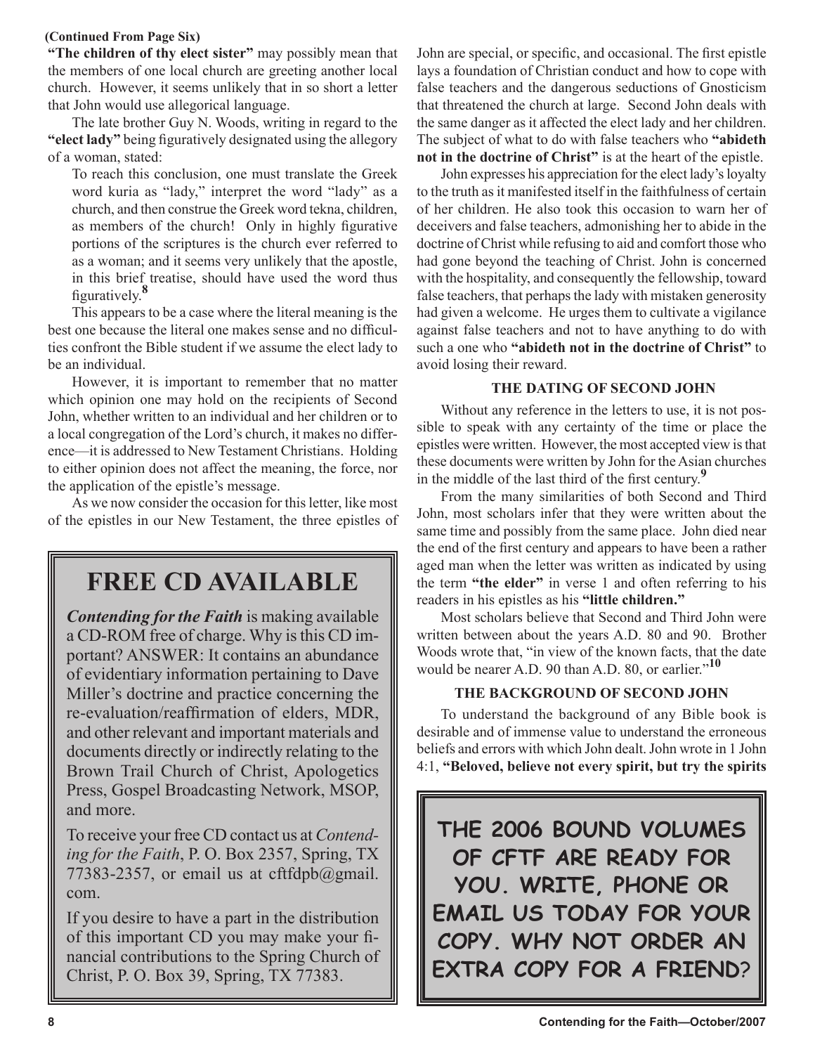**(Continued From Page Six)**

**"The children of thy elect sister"** may possibly mean that the members of one local church are greeting another local church. However, it seems unlikely that in so short a letter that John would use allegorical language.

The late brother Guy N. Woods, writing in regard to the **"elect lady"** being figuratively designated using the allegory of a woman, stated:

> To reach this conclusion, one must translate the Greek word kuria as "lady," interpret the word "lady" as a church, and then construe the Greek word tekna, children, as members of the church! Only in highly figurative portions of the scriptures is the church ever referred to as a woman; and it seems very unlikely that the apostle, in this brief treatise, should have used the word thus figuratively.[8]

This appears to be a case where the literal meaning is the best one because the literal one makes sense and no difficulties confront the Bible student if we assume the elect lady to be an individual.

However, it is important to remember that no matter which opinion one may hold on the recipients of Second John, whether written to an individual and her children or to a local congregation of the Lord's church, it makes no difference—it is addressed to New Testament Christians. Holding to either opinion does not affect the meaning, the force, nor the application of the epistle's message.

As we now consider the occasion for this letter, like most of the epistles in our New Testament, the three epistles of John are special, or specific, and occasional. The first epistle lays a foundation of Christian conduct and how to cope with false teachers and the dangerous seductions of Gnosticism that threatened the church at large. Second John deals with the same danger as it affected the elect lady and her children. The subject of what to do with false teachers who **"abideth not in the doctrine of Christ"** is at the heart of the epistle.

John expresses his appreciation for the elect lady's loyalty to the truth as it manifested itself in the faithfulness of certain of her children. He also took this occasion to warn her of deceivers and false teachers, admonishing her to abide in the doctrine of Christ while refusing to aid and comfort those who had gone beyond the teaching of Christ. John is concerned with the hospitality, and consequently the fellowship, toward false teachers, that perhaps the lady with mistaken generosity had given a welcome. He urges them to cultivate a vigilance against false teachers and not to have anything to do with such a one who **"abideth not in the doctrine of Christ"** to avoid losing their reward.

### THE DATING OF SECOND JOHN

Without any reference in the letters to use, it is not possible to speak with any certainty of the time or place the epistles were written. However, the most accepted view is that these documents were written by John for the Asian churches in the middle of the last third of the first century.[9]

From the many similarities of both Second and Third John, most scholars infer that they were written about the same time and possibly from the same place. John died near the end of the first century and appears to have been a rather aged man when the letter was written as indicated by using the term **"the elder"** in verse 1 and often referring to his readers in his epistles as his **"little children."**

Most scholars believe that Second and Third John were written between about the years A.D. 80 and 90. Brother Woods wrote that, "in view of the known facts, that the date would be nearer A.D. 90 than A.D. 80, or earlier."[10]

### THE BACKGROUND OF SECOND JOHN

To understand the background of any Bible book is desirable and of immense value to understand the erroneous beliefs and errors with which John dealt. John wrote in 1 John 4:1, **"Beloved, believe not every spirit, but try the spirits**

---

## FREE CD AVAILABLE

***Contending for the Faith*** is making available a CD-ROM free of charge. Why is this CD important? ANSWER: It contains an abundance of evidentiary information pertaining to Dave Miller's doctrine and practice concerning the re-evaluation/reaffirmation of elders, MDR, and other relevant and important materials and documents directly or indirectly relating to the Brown Trail Church of Christ, Apologetics Press, Gospel Broadcasting Network, MSOP, and more.

To receive your free CD contact us at *Contending for the Faith*, P. O. Box 2357, Spring, TX 77383-2357, or email us at cftfdpb@gmail.com.

If you desire to have a part in the distribution of this important CD you may make your financial contributions to the Spring Church of Christ, P. O. Box 39, Spring, TX 77383.

---

**THE 2006 BOUND VOLUMES OF CFTF ARE READY FOR YOU. WRITE, PHONE OR EMAIL US TODAY FOR YOUR COPY. WHY NOT ORDER AN EXTRA COPY FOR A FRIEND?**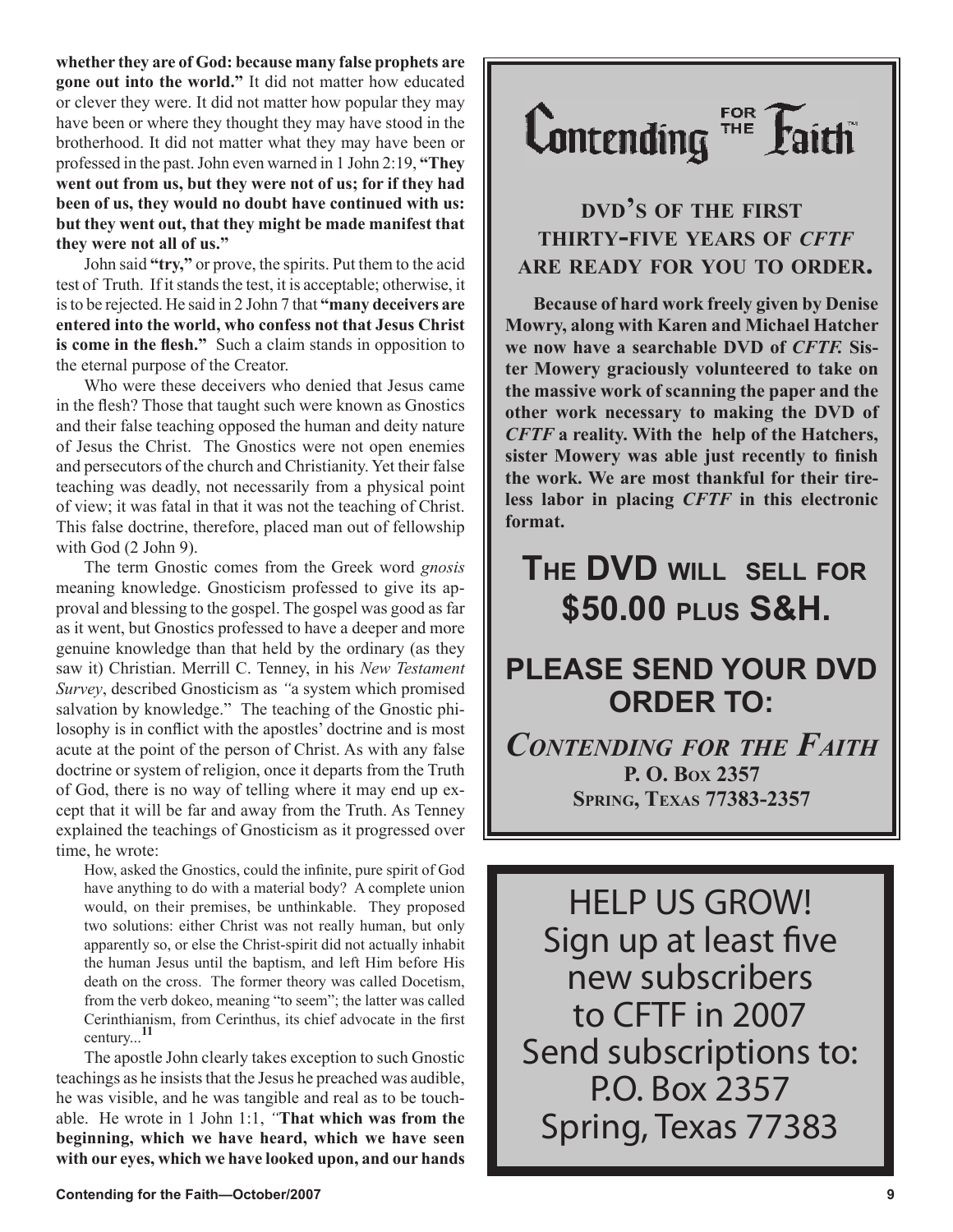**whether they are of God: because many false prophets are gone out into the world."** It did not matter how educated or clever they were. It did not matter how popular they may have been or where they thought they may have stood in the brotherhood. It did not matter what they may have been or professed in the past. John even warned in 1 John 2:19, **"They went out from us, but they were not of us; for if they had been of us, they would no doubt have continued with us: but they went out, that they might be made manifest that they were not all of us."**

John said **"try,"** or prove, the spirits. Put them to the acid test of Truth. If it stands the test, it is acceptable; otherwise, it is to be rejected. He said in 2 John 7 that **"many deceivers are entered into the world, who confess not that Jesus Christ is come in the flesh."** Such a claim stands in opposition to the eternal purpose of the Creator.

Who were these deceivers who denied that Jesus came in the flesh? Those that taught such were known as Gnostics and their false teaching opposed the human and deity nature of Jesus the Christ. The Gnostics were not open enemies and persecutors of the church and Christianity. Yet their false teaching was deadly, not necessarily from a physical point of view; it was fatal in that it was not the teaching of Christ. This false doctrine, therefore, placed man out of fellowship with God (2 John 9).

The term Gnostic comes from the Greek word *gnosis* meaning knowledge. Gnosticism professed to give its approval and blessing to the gospel. The gospel was good as far as it went, but Gnostics professed to have a deeper and more genuine knowledge than that held by the ordinary (as they saw it) Christian. Merrill C. Tenney, in his *New Testament Survey*, described Gnosticism as *"*a system which promised salvation by knowledge." The teaching of the Gnostic philosophy is in conflict with the apostles' doctrine and is most acute at the point of the person of Christ. As with any false doctrine or system of religion, once it departs from the Truth of God, there is no way of telling where it may end up except that it will be far and away from the Truth. As Tenney explained the teachings of Gnosticism as it progressed over time, he wrote:

> How, asked the Gnostics, could the infinite, pure spirit of God have anything to do with a material body? A complete union would, on their premises, be unthinkable. They proposed two solutions: either Christ was not really human, but only apparently so, or else the Christ-spirit did not actually inhabit the human Jesus until the baptism, and left Him before His death on the cross. The former theory was called Docetism, from the verb dokeo, meaning "to seem"; the latter was called Cerinthianism, from Cerinthus, its chief advocate in the first century...[11]

The apostle John clearly takes exception to such Gnostic teachings as he insists that the Jesus he preached was audible, he was visible, and he was tangible and real as to be touchable. He wrote in 1 John 1:1, *"***That which was from the beginning, which we have heard, which we have seen with our eyes, which we have looked upon, and our hands**

---

# Contending FOR THE Faith™

## DVD'S OF THE FIRST THIRTY-FIVE YEARS OF *CFTF* ARE READY FOR YOU TO ORDER.

**Because of hard work freely given by Denise Mowry, along with Karen and Michael Hatcher we now have a searchable DVD of *CFTF.* Sister Mowery graciously volunteered to take on the massive work of scanning the paper and the other work necessary to making the DVD of *CFTF* a reality. With the help of the Hatchers, sister Mowery was able just recently to finish the work. We are most thankful for their tireless labor in placing *CFTF* in this electronic format.**

## THE DVD WILL SELL FOR $50.00 PLUS S&H.

## PLEASE SEND YOUR DVD ORDER TO:

***CONTENDING FOR THE FAITH***
**P. O. BOX 2357**
**SPRING, TEXAS 77383-2357**

---

HELP US GROW!
Sign up at least five new subscribers to CFTF in 2007
Send subscriptions to:
P.O. Box 2357
Spring, Texas 77383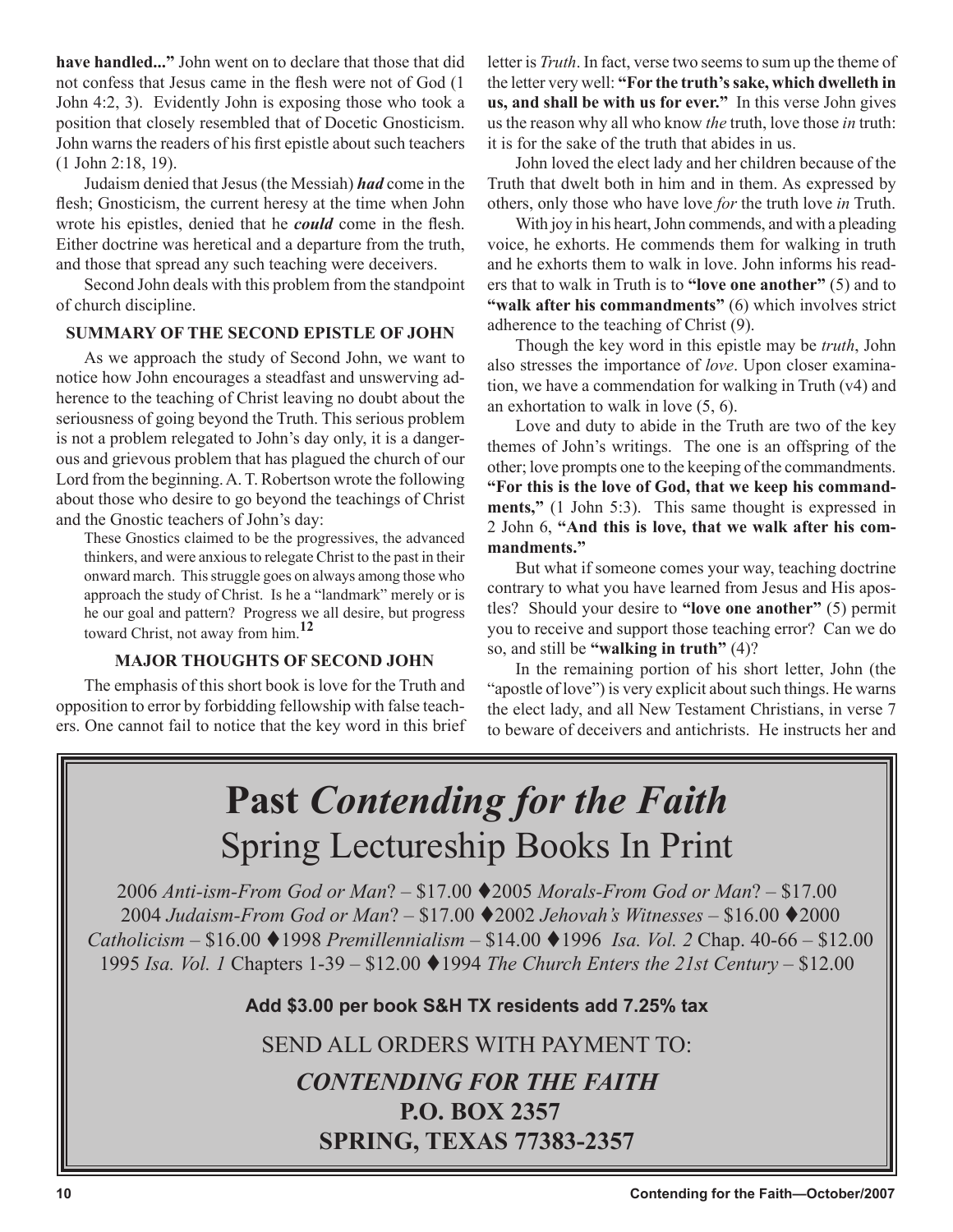**have handled..."** John went on to declare that those that did not confess that Jesus came in the flesh were not of God (1 John 4:2, 3). Evidently John is exposing those who took a position that closely resembled that of Docetic Gnosticism. John warns the readers of his first epistle about such teachers (1 John 2:18, 19).

Judaism denied that Jesus (the Messiah) ***had*** come in the flesh; Gnosticism, the current heresy at the time when John wrote his epistles, denied that he ***could*** come in the flesh. Either doctrine was heretical and a departure from the truth, and those that spread any such teaching were deceivers.

Second John deals with this problem from the standpoint of church discipline.

### SUMMARY OF THE SECOND EPISTLE OF JOHN

As we approach the study of Second John, we want to notice how John encourages a steadfast and unswerving adherence to the teaching of Christ leaving no doubt about the seriousness of going beyond the Truth. This serious problem is not a problem relegated to John's day only, it is a dangerous and grievous problem that has plagued the church of our Lord from the beginning. A. T. Robertson wrote the following about those who desire to go beyond the teachings of Christ and the Gnostic teachers of John's day:

> These Gnostics claimed to be the progressives, the advanced thinkers, and were anxious to relegate Christ to the past in their onward march. This struggle goes on always among those who approach the study of Christ. Is he a "landmark" merely or is he our goal and pattern? Progress we all desire, but progress toward Christ, not away from him.[12]

### MAJOR THOUGHTS OF SECOND JOHN

The emphasis of this short book is love for the Truth and opposition to error by forbidding fellowship with false teachers. One cannot fail to notice that the key word in this brief letter is *Truth*. In fact, verse two seems to sum up the theme of the letter very well: **"For the truth's sake, which dwelleth in us, and shall be with us for ever."** In this verse John gives us the reason why all who know *the* truth, love those *in* truth: it is for the sake of the truth that abides in us.

John loved the elect lady and her children because of the Truth that dwelt both in him and in them. As expressed by others, only those who have love *for* the truth love *in* Truth.

With joy in his heart, John commends, and with a pleading voice, he exhorts. He commends them for walking in truth and he exhorts them to walk in love. John informs his readers that to walk in Truth is to **"love one another"** (5) and to **"walk after his commandments"** (6) which involves strict adherence to the teaching of Christ (9).

Though the key word in this epistle may be *truth*, John also stresses the importance of *love*. Upon closer examination, we have a commendation for walking in Truth (v4) and an exhortation to walk in love (5, 6).

Love and duty to abide in the Truth are two of the key themes of John's writings. The one is an offspring of the other; love prompts one to the keeping of the commandments. **"For this is the love of God, that we keep his commandments,"** (1 John 5:3). This same thought is expressed in 2 John 6, **"And this is love, that we walk after his commandments."**

But what if someone comes your way, teaching doctrine contrary to what you have learned from Jesus and His apostles? Should your desire to **"love one another"** (5) permit you to receive and support those teaching error? Can we do so, and still be **"walking in truth"** (4)?

In the remaining portion of his short letter, John (the "apostle of love") is very explicit about such things. He warns the elect lady, and all New Testament Christians, in verse 7 to beware of deceivers and antichrists. He instructs her and

---

# Past *Contending for the Faith*
## Spring Lectureship Books In Print

2006 *Anti-ism-From God or Man*? – $17.00 ♦2005 *Morals-From God or Man*? – $17.00 2004 *Judaism-From God or Man*? – $17.00 ♦2002 *Jehovah's Witnesses* – $16.00 ♦2000 *Catholicism* – $16.00 ♦1998 *Premillennialism* – $14.00 ♦1996 *Isa. Vol. 2* Chap. 40-66 – $12.00 1995 *Isa. Vol. 1* Chapters 1-39 – $12.00 ♦1994 *The Church Enters the 21st Century* – $12.00

**Add $3.00 per book S&H TX residents add 7.25% tax**

SEND ALL ORDERS WITH PAYMENT TO:

***CONTENDING FOR THE FAITH***
**P.O. BOX 2357**
**SPRING, TEXAS 77383-2357**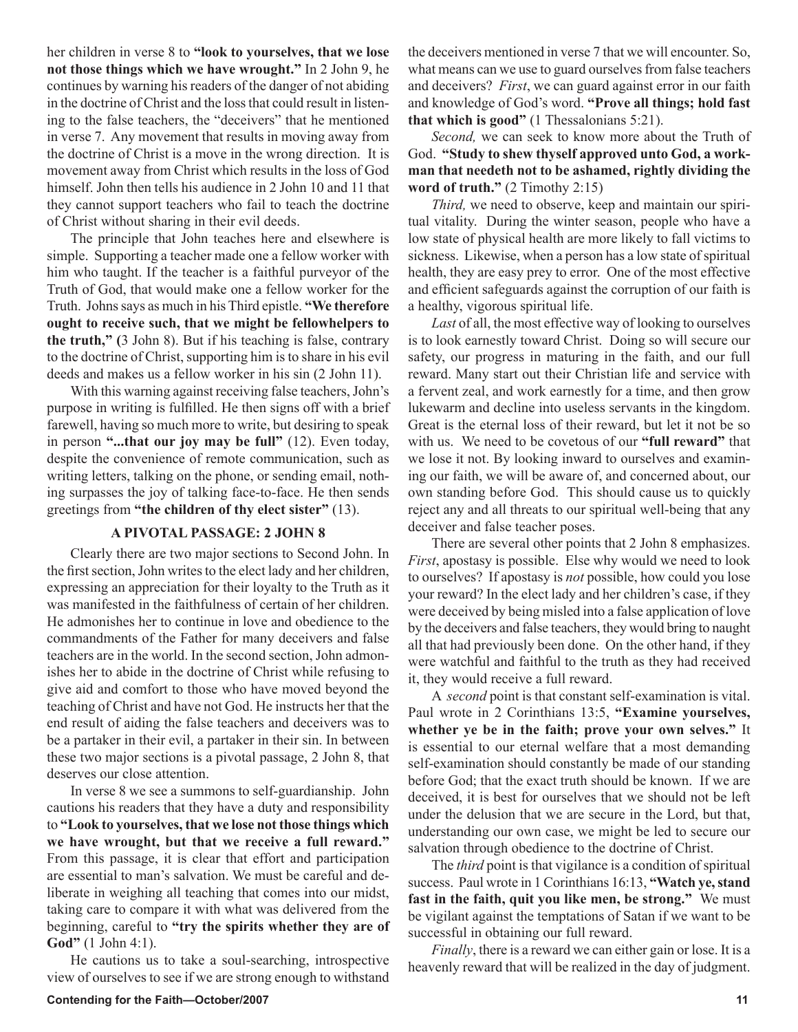her children in verse 8 to **"look to yourselves, that we lose not those things which we have wrought."** In 2 John 9, he continues by warning his readers of the danger of not abiding in the doctrine of Christ and the loss that could result in listening to the false teachers, the "deceivers" that he mentioned in verse 7. Any movement that results in moving away from the doctrine of Christ is a move in the wrong direction. It is movement away from Christ which results in the loss of God himself. John then tells his audience in 2 John 10 and 11 that they cannot support teachers who fail to teach the doctrine of Christ without sharing in their evil deeds.

The principle that John teaches here and elsewhere is simple. Supporting a teacher made one a fellow worker with him who taught. If the teacher is a faithful purveyor of the Truth of God, that would make one a fellow worker for the Truth. Johns says as much in his Third epistle. **"We therefore ought to receive such, that we might be fellowhelpers to the truth," (**3 John 8). But if his teaching is false, contrary to the doctrine of Christ, supporting him is to share in his evil deeds and makes us a fellow worker in his sin (2 John 11).

With this warning against receiving false teachers, John's purpose in writing is fulfilled. He then signs off with a brief farewell, having so much more to write, but desiring to speak in person **"...that our joy may be full"** (12). Even today, despite the convenience of remote communication, such as writing letters, talking on the phone, or sending email, nothing surpasses the joy of talking face-to-face. He then sends greetings from **"the children of thy elect sister"** (13).

### A PIVOTAL PASSAGE: 2 JOHN 8

Clearly there are two major sections to Second John. In the first section, John writes to the elect lady and her children, expressing an appreciation for their loyalty to the Truth as it was manifested in the faithfulness of certain of her children. He admonishes her to continue in love and obedience to the commandments of the Father for many deceivers and false teachers are in the world. In the second section, John admonishes her to abide in the doctrine of Christ while refusing to give aid and comfort to those who have moved beyond the teaching of Christ and have not God. He instructs her that the end result of aiding the false teachers and deceivers was to be a partaker in their evil, a partaker in their sin. In between these two major sections is a pivotal passage, 2 John 8, that deserves our close attention.

In verse 8 we see a summons to self-guardianship. John cautions his readers that they have a duty and responsibility to **"Look to yourselves, that we lose not those things which we have wrought, but that we receive a full reward."** From this passage, it is clear that effort and participation are essential to man's salvation. We must be careful and deliberate in weighing all teaching that comes into our midst, taking care to compare it with what was delivered from the beginning, careful to **"try the spirits whether they are of God"** (1 John 4:1).

He cautions us to take a soul-searching, introspective view of ourselves to see if we are strong enough to withstand the deceivers mentioned in verse 7 that we will encounter. So, what means can we use to guard ourselves from false teachers and deceivers? *First*, we can guard against error in our faith and knowledge of God's word. **"Prove all things; hold fast that which is good"** (1 Thessalonians 5:21).

*Second,* we can seek to know more about the Truth of God. **"Study to shew thyself approved unto God, a workman that needeth not to be ashamed, rightly dividing the word of truth."** (2 Timothy 2:15)

*Third,* we need to observe, keep and maintain our spiritual vitality. During the winter season, people who have a low state of physical health are more likely to fall victims to sickness. Likewise, when a person has a low state of spiritual health, they are easy prey to error. One of the most effective and efficient safeguards against the corruption of our faith is a healthy, vigorous spiritual life.

*Last* of all, the most effective way of looking to ourselves is to look earnestly toward Christ. Doing so will secure our safety, our progress in maturing in the faith, and our full reward. Many start out their Christian life and service with a fervent zeal, and work earnestly for a time, and then grow lukewarm and decline into useless servants in the kingdom. Great is the eternal loss of their reward, but let it not be so with us. We need to be covetous of our **"full reward"** that we lose it not. By looking inward to ourselves and examining our faith, we will be aware of, and concerned about, our own standing before God. This should cause us to quickly reject any and all threats to our spiritual well-being that any deceiver and false teacher poses.

There are several other points that 2 John 8 emphasizes. *First*, apostasy is possible. Else why would we need to look to ourselves? If apostasy is *not* possible, how could you lose your reward? In the elect lady and her children's case, if they were deceived by being misled into a false application of love by the deceivers and false teachers, they would bring to naught all that had previously been done. On the other hand, if they were watchful and faithful to the truth as they had received it, they would receive a full reward.

A *second* point is that constant self-examination is vital. Paul wrote in 2 Corinthians 13:5, **"Examine yourselves, whether ye be in the faith; prove your own selves."** It is essential to our eternal welfare that a most demanding self-examination should constantly be made of our standing before God; that the exact truth should be known. If we are deceived, it is best for ourselves that we should not be left under the delusion that we are secure in the Lord, but that, understanding our own case, we might be led to secure our salvation through obedience to the doctrine of Christ.

The *third* point is that vigilance is a condition of spiritual success. Paul wrote in 1 Corinthians 16:13, **"Watch ye, stand fast in the faith, quit you like men, be strong."** We must be vigilant against the temptations of Satan if we want to be successful in obtaining our full reward.

*Finally*, there is a reward we can either gain or lose. It is a heavenly reward that will be realized in the day of judgment.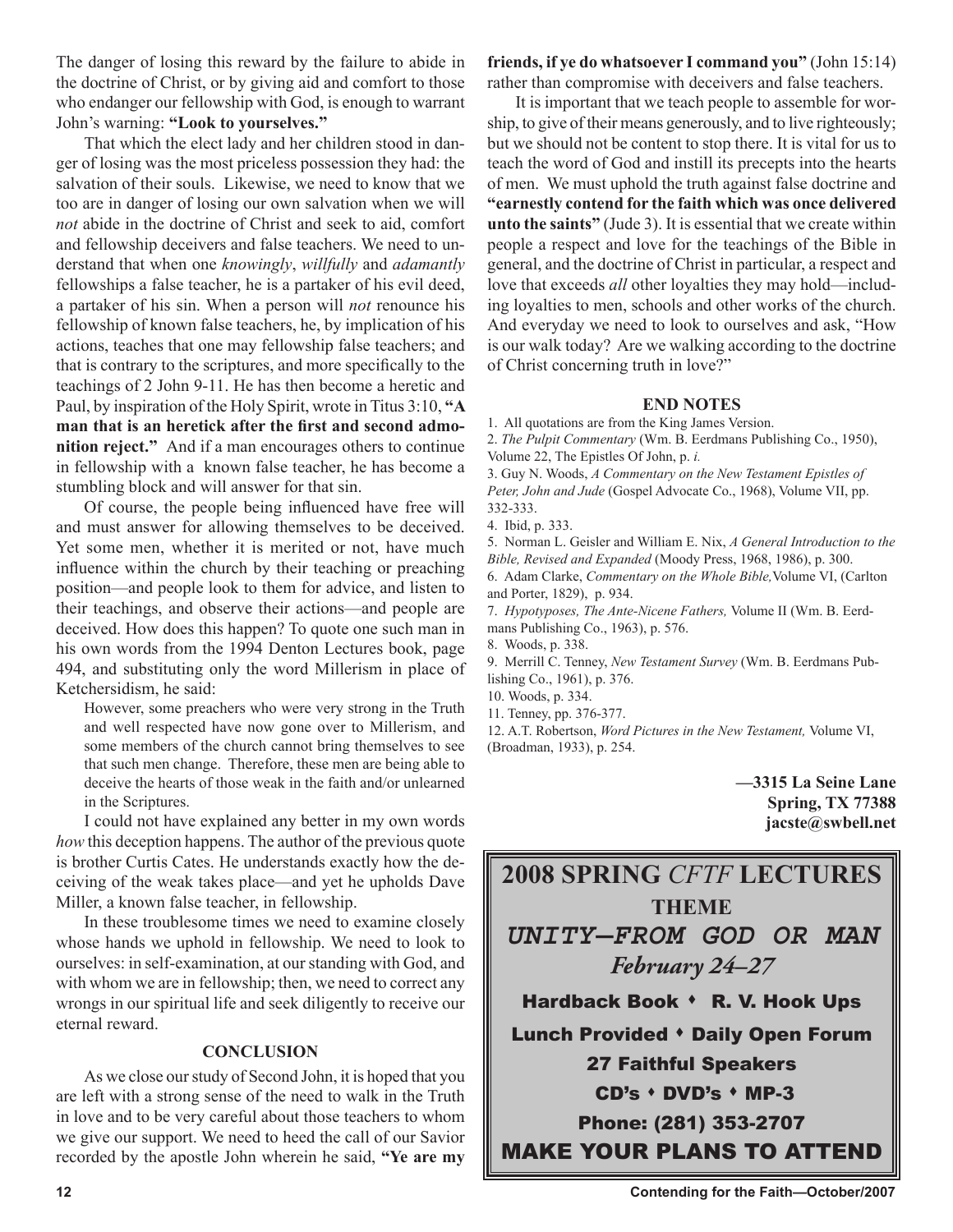The danger of losing this reward by the failure to abide in the doctrine of Christ, or by giving aid and comfort to those who endanger our fellowship with God, is enough to warrant John's warning: **"Look to yourselves."**

That which the elect lady and her children stood in danger of losing was the most priceless possession they had: the salvation of their souls. Likewise, we need to know that we too are in danger of losing our own salvation when we will *not* abide in the doctrine of Christ and seek to aid, comfort and fellowship deceivers and false teachers. We need to understand that when one *knowingly*, *willfully* and *adamantly* fellowships a false teacher, he is a partaker of his evil deed, a partaker of his sin. When a person will *not* renounce his fellowship of known false teachers, he, by implication of his actions, teaches that one may fellowship false teachers; and that is contrary to the scriptures, and more specifically to the teachings of 2 John 9-11. He has then become a heretic and Paul, by inspiration of the Holy Spirit, wrote in Titus 3:10, **"A man that is an heretick after the first and second admonition reject."** And if a man encourages others to continue in fellowship with a known false teacher, he has become a stumbling block and will answer for that sin.

Of course, the people being influenced have free will and must answer for allowing themselves to be deceived. Yet some men, whether it is merited or not, have much influence within the church by their teaching or preaching position—and people look to them for advice, and listen to their teachings, and observe their actions—and people are deceived. How does this happen? To quote one such man in his own words from the 1994 Denton Lectures book, page 494, and substituting only the word Millerism in place of Ketchersidism, he said:

> However, some preachers who were very strong in the Truth and well respected have now gone over to Millerism, and some members of the church cannot bring themselves to see that such men change. Therefore, these men are being able to deceive the hearts of those weak in the faith and/or unlearned in the Scriptures.

I could not have explained any better in my own words *how* this deception happens. The author of the previous quote is brother Curtis Cates. He understands exactly how the deceiving of the weak takes place—and yet he upholds Dave Miller, a known false teacher, in fellowship.

In these troublesome times we need to examine closely whose hands we uphold in fellowship. We need to look to ourselves: in self-examination, at our standing with God, and with whom we are in fellowship; then, we need to correct any wrongs in our spiritual life and seek diligently to receive our eternal reward.

## CONCLUSION

As we close our study of Second John, it is hoped that you are left with a strong sense of the need to walk in the Truth in love and to be very careful about those teachers to whom we give our support. We need to heed the call of our Savior recorded by the apostle John wherein he said, **"Ye are my friends, if ye do whatsoever I command you"** (John 15:14) rather than compromise with deceivers and false teachers.

It is important that we teach people to assemble for worship, to give of their means generously, and to live righteously; but we should not be content to stop there. It is vital for us to teach the word of God and instill its precepts into the hearts of men. We must uphold the truth against false doctrine and **"earnestly contend for the faith which was once delivered unto the saints"** (Jude 3). It is essential that we create within people a respect and love for the teachings of the Bible in general, and the doctrine of Christ in particular, a respect and love that exceeds *all* other loyalties they may hold—including loyalties to men, schools and other works of the church. And everyday we need to look to ourselves and ask, "How is our walk today? Are we walking according to the doctrine of Christ concerning truth in love?"

## END NOTES

1. All quotations are from the King James Version.
2. *The Pulpit Commentary* (Wm. B. Eerdmans Publishing Co., 1950), Volume 22, The Epistles Of John, p. *i.*
3. Guy N. Woods, *A Commentary on the New Testament Epistles of Peter, John and Jude* (Gospel Advocate Co., 1968), Volume VII, pp. 332-333.
4. Ibid, p. 333.
5. Norman L. Geisler and William E. Nix, *A General Introduction to the Bible, Revised and Expanded* (Moody Press, 1968, 1986), p. 300.
6. Adam Clarke, *Commentary on the Whole Bible,* Volume VI, (Carlton and Porter, 1829), p. 934.
7. *Hypotyposes, The Ante-Nicene Fathers,* Volume II (Wm. B. Eerdmans Publishing Co., 1963), p. 576.
8. Woods, p. 338.
9. Merrill C. Tenney, *New Testament Survey* (Wm. B. Eerdmans Publishing Co., 1961), p. 376.
10. Woods, p. 334.
11. Tenney, pp. 376-377.
12. A.T. Robertson, *Word Pictures in the New Testament,* Volume VI, (Broadman, 1933), p. 254.

**—3315 La Seine Lane**
**Spring, TX 77388**
**jacste@swbell.net**

---

**2008 SPRING *CFTF* LECTURES**

**THEME**

***UNITY—FROM GOD OR MAN***

***February 24–27***

**Hardback Book ⬩ R. V. Hook Ups**

**Lunch Provided ⬩ Daily Open Forum**

**27 Faithful Speakers**

**CD's ⬩ DVD's ⬩ MP-3**

**Phone: (281) 353-2707**

**MAKE YOUR PLANS TO ATTEND**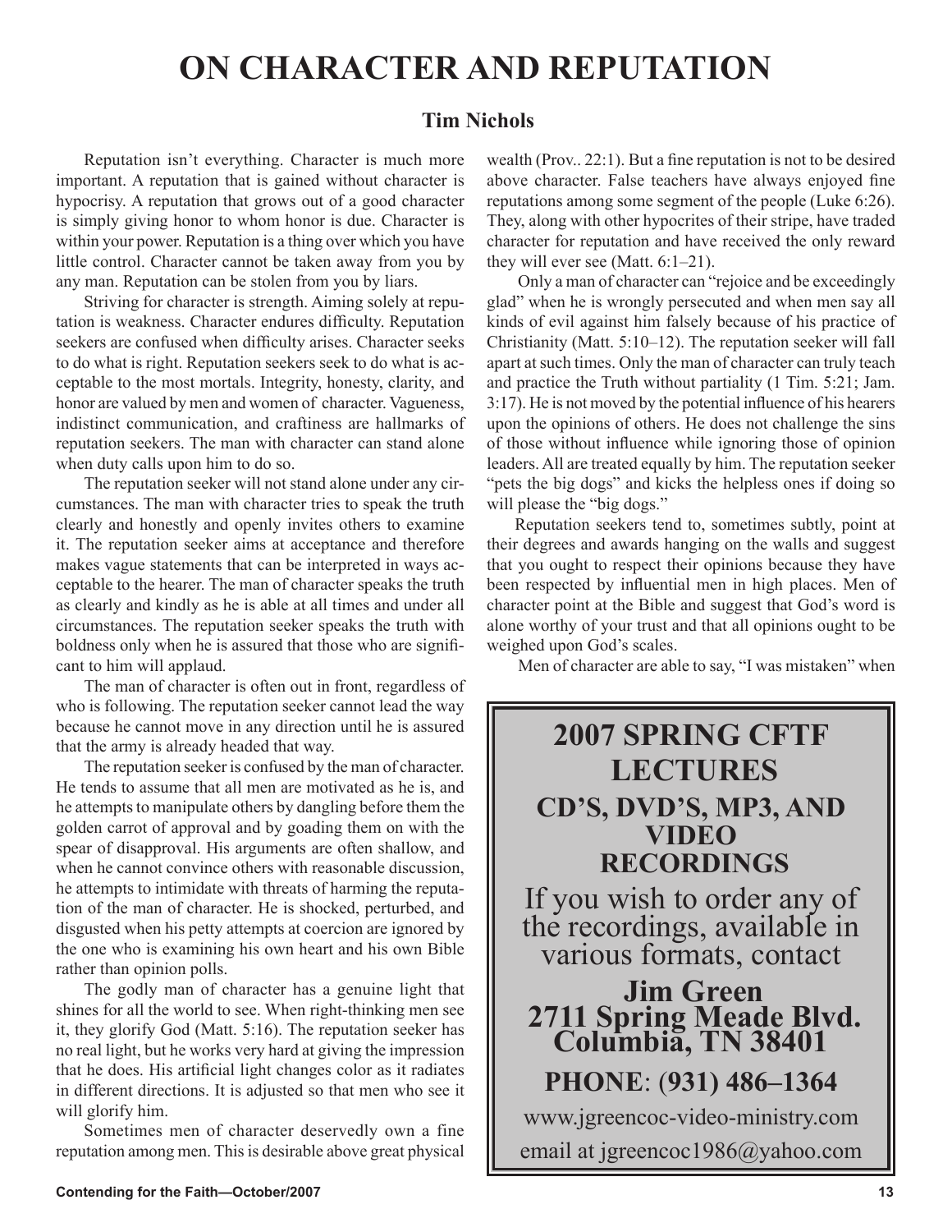# ON CHARACTER AND REPUTATION

### Tim Nichols

Reputation isn't everything. Character is much more important. A reputation that is gained without character is hypocrisy. A reputation that grows out of a good character is simply giving honor to whom honor is due. Character is within your power. Reputation is a thing over which you have little control. Character cannot be taken away from you by any man. Reputation can be stolen from you by liars.

Striving for character is strength. Aiming solely at reputation is weakness. Character endures difficulty. Reputation seekers are confused when difficulty arises. Character seeks to do what is right. Reputation seekers seek to do what is acceptable to the most mortals. Integrity, honesty, clarity, and honor are valued by men and women of character. Vagueness, indistinct communication, and craftiness are hallmarks of reputation seekers. The man with character can stand alone when duty calls upon him to do so.

The reputation seeker will not stand alone under any circumstances. The man with character tries to speak the truth clearly and honestly and openly invites others to examine it. The reputation seeker aims at acceptance and therefore makes vague statements that can be interpreted in ways acceptable to the hearer. The man of character speaks the truth as clearly and kindly as he is able at all times and under all circumstances. The reputation seeker speaks the truth with boldness only when he is assured that those who are significant to him will applaud.

The man of character is often out in front, regardless of who is following. The reputation seeker cannot lead the way because he cannot move in any direction until he is assured that the army is already headed that way.

The reputation seeker is confused by the man of character. He tends to assume that all men are motivated as he is, and he attempts to manipulate others by dangling before them the golden carrot of approval and by goading them on with the spear of disapproval. His arguments are often shallow, and when he cannot convince others with reasonable discussion, he attempts to intimidate with threats of harming the reputation of the man of character. He is shocked, perturbed, and disgusted when his petty attempts at coercion are ignored by the one who is examining his own heart and his own Bible rather than opinion polls.

The godly man of character has a genuine light that shines for all the world to see. When right-thinking men see it, they glorify God (Matt. 5:16). The reputation seeker has no real light, but he works very hard at giving the impression that he does. His artificial light changes color as it radiates in different directions. It is adjusted so that men who see it will glorify him.

Sometimes men of character deservedly own a fine reputation among men. This is desirable above great physical wealth (Prov.. 22:1). But a fine reputation is not to be desired above character. False teachers have always enjoyed fine reputations among some segment of the people (Luke 6:26). They, along with other hypocrites of their stripe, have traded character for reputation and have received the only reward they will ever see (Matt. 6:1–21).

Only a man of character can "rejoice and be exceedingly glad" when he is wrongly persecuted and when men say all kinds of evil against him falsely because of his practice of Christianity (Matt. 5:10–12). The reputation seeker will fall apart at such times. Only the man of character can truly teach and practice the Truth without partiality (1 Tim. 5:21; Jam. 3:17). He is not moved by the potential influence of his hearers upon the opinions of others. He does not challenge the sins of those without influence while ignoring those of opinion leaders. All are treated equally by him. The reputation seeker "pets the big dogs" and kicks the helpless ones if doing so will please the "big dogs."

Reputation seekers tend to, sometimes subtly, point at their degrees and awards hanging on the walls and suggest that you ought to respect their opinions because they have been respected by influential men in high places. Men of character point at the Bible and suggest that God's word is alone worthy of your trust and that all opinions ought to be weighed upon God's scales.

Men of character are able to say, "I was mistaken" when

---

## 2007 SPRING CFTF LECTURES

### CD'S, DVD'S, MP3, AND VIDEO RECORDINGS

If you wish to order any of the recordings, available in various formats, contact

**Jim Green**
**2711 Spring Meade Blvd.**
**Columbia, TN 38401**

**PHONE**: **(931) 486–1364**

www.jgreencoc-video-ministry.com

email at jgreencoc1986@yahoo.com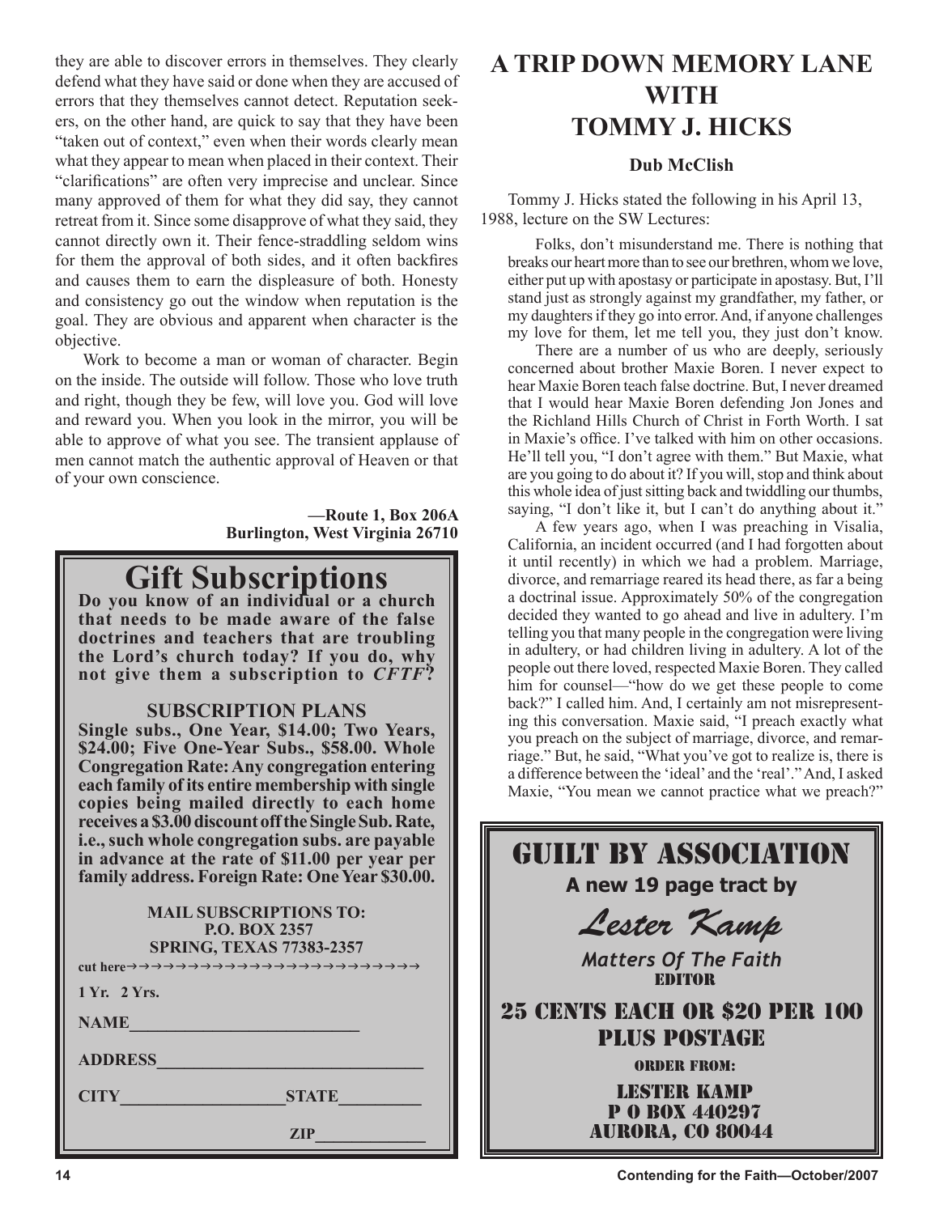they are able to discover errors in themselves. They clearly defend what they have said or done when they are accused of errors that they themselves cannot detect. Reputation seekers, on the other hand, are quick to say that they have been "taken out of context," even when their words clearly mean what they appear to mean when placed in their context. Their "clarifications" are often very imprecise and unclear. Since many approved of them for what they did say, they cannot retreat from it. Since some disapprove of what they said, they cannot directly own it. Their fence-straddling seldom wins for them the approval of both sides, and it often backfires and causes them to earn the displeasure of both. Honesty and consistency go out the window when reputation is the goal. They are obvious and apparent when character is the objective.

Work to become a man or woman of character. Begin on the inside. The outside will follow. Those who love truth and right, though they be few, will love you. God will love and reward you. When you look in the mirror, you will be able to approve of what you see. The transient applause of men cannot match the authentic approval of Heaven or that of your own conscience.

**—Route 1, Box 206A**
**Burlington, West Virginia 26710**

# Gift Subscriptions

**Do you know of an individual or a church that needs to be made aware of the false doctrines and teachers that are troubling the Lord's church today? If you do, why not give them a subscription to *CFTF*?**

**SUBSCRIPTION PLANS**

**Single subs., One Year, $14.00; Two Years, $24.00; Five One-Year Subs., $58.00. Whole Congregation Rate: Any congregation entering each family of its entire membership with single copies being mailed directly to each home receives a $3.00 discount off the Single Sub. Rate, i.e., such whole congregation subs. are payable in advance at the rate of $11.00 per year per family address. Foreign Rate: One Year $30.00.**

**MAIL SUBSCRIPTIONS TO:**
**P.O. BOX 2357**
**SPRING, TEXAS 77383-2357**

**cut here→→→→→→→→→→→→→→→→→→→→→→→→**

**1 Yr. 2 Yrs.**

**NAME\_\_\_\_\_\_\_\_\_\_\_\_\_\_\_\_\_\_\_\_\_\_\_\_\_\_**

**ADDRESS\_\_\_\_\_\_\_\_\_\_\_\_\_\_\_\_\_\_\_\_\_\_\_\_\_\_\_\_\_\_**

**CITY\_\_\_\_\_\_\_\_\_\_\_\_\_\_\_\_\_\_\_STATE\_\_\_\_\_\_\_\_\_\_**

**ZIP\_\_\_\_\_\_\_\_\_\_\_\_\_\_**

# A TRIP DOWN MEMORY LANE WITH TOMMY J. HICKS

**Dub McClish**

Tommy J. Hicks stated the following in his April 13, 1988, lecture on the SW Lectures:

> Folks, don't misunderstand me. There is nothing that breaks our heart more than to see our brethren, whom we love, either put up with apostasy or participate in apostasy. But, I'll stand just as strongly against my grandfather, my father, or my daughters if they go into error. And, if anyone challenges my love for them, let me tell you, they just don't know.
>
> There are a number of us who are deeply, seriously concerned about brother Maxie Boren. I never expect to hear Maxie Boren teach false doctrine. But, I never dreamed that I would hear Maxie Boren defending Jon Jones and the Richland Hills Church of Christ in Forth Worth. I sat in Maxie's office. I've talked with him on other occasions. He'll tell you, "I don't agree with them." But Maxie, what are you going to do about it? If you will, stop and think about this whole idea of just sitting back and twiddling our thumbs, saying, "I don't like it, but I can't do anything about it."
>
> A few years ago, when I was preaching in Visalia, California, an incident occurred (and I had forgotten about it until recently) in which we had a problem. Marriage, divorce, and remarriage reared its head there, as far a being a doctrinal issue. Approximately 50% of the congregation decided they wanted to go ahead and live in adultery. I'm telling you that many people in the congregation were living in adultery, or had children living in adultery. A lot of the people out there loved, respected Maxie Boren. They called him for counsel—"how do we get these people to come back?" I called him. And, I certainly am not misrepresenting this conversation. Maxie said, "I preach exactly what you preach on the subject of marriage, divorce, and remarriage." But, he said, "What you've got to realize is, there is a difference between the 'ideal' and the 'real'." And, I asked Maxie, "You mean we cannot practice what we preach?"

# GUILT BY ASSOCIATION

**A new 19 page tract by**

***Lester Kamp***

***Matters Of The Faith***
**EDITOR**

**25 CENTS EACH OR $20 PER 100 PLUS POSTAGE**

**ORDER FROM:**

**LESTER KAMP**
**P O BOX 440297**
**AURORA, CO 80044**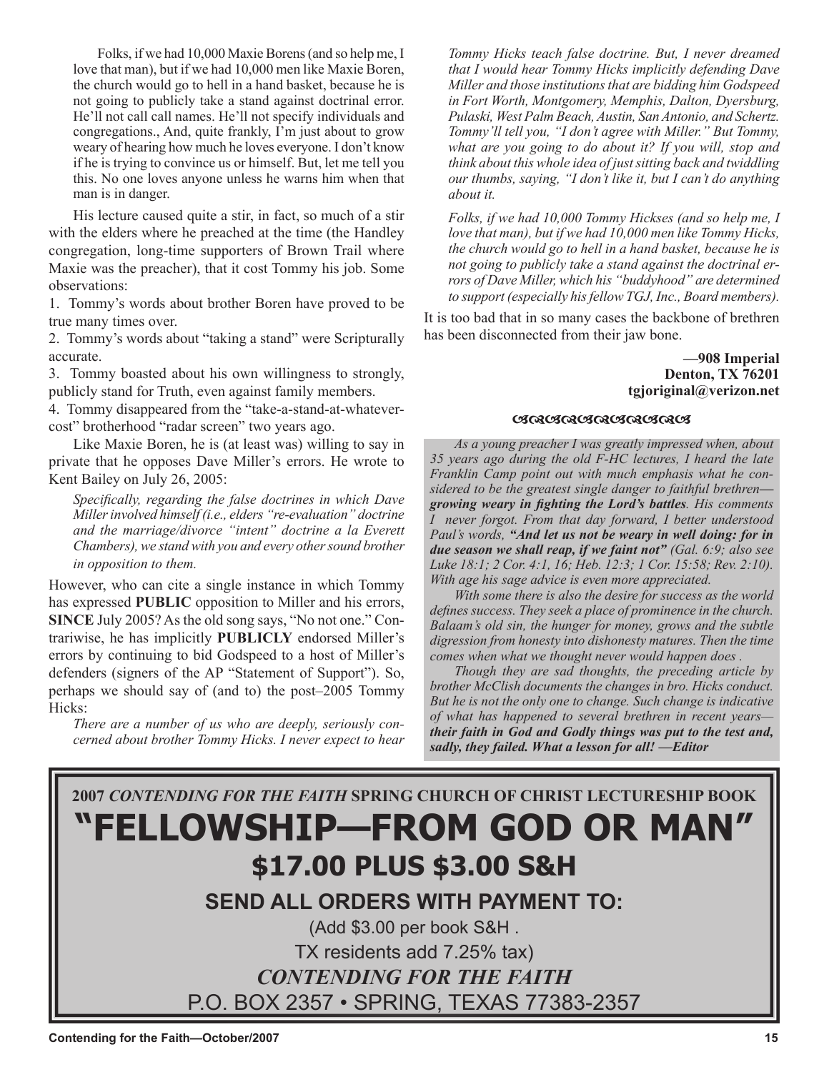Folks, if we had 10,000 Maxie Borens (and so help me, I love that man), but if we had 10,000 men like Maxie Boren, the church would go to hell in a hand basket, because he is not going to publicly take a stand against doctrinal error. He'll not call call names. He'll not specify individuals and congregations., And, quite frankly, I'm just about to grow weary of hearing how much he loves everyone. I don't know if he is trying to convince us or himself. But, let me tell you this. No one loves anyone unless he warns him when that man is in danger.

His lecture caused quite a stir, in fact, so much of a stir with the elders where he preached at the time (the Handley congregation, long-time supporters of Brown Trail where Maxie was the preacher), that it cost Tommy his job. Some observations:

1. Tommy's words about brother Boren have proved to be true many times over.
2. Tommy's words about "taking a stand" were Scripturally accurate.
3. Tommy boasted about his own willingness to strongly, publicly stand for Truth, even against family members.
4. Tommy disappeared from the "take-a-stand-at-whatever-cost" brotherhood "radar screen" two years ago.

Like Maxie Boren, he is (at least was) willing to say in private that he opposes Dave Miller's errors. He wrote to Kent Bailey on July 26, 2005:

> *Specifically, regarding the false doctrines in which Dave Miller involved himself (i.e., elders "re-evaluation" doctrine and the marriage/divorce "intent" doctrine a la Everett Chambers), we stand with you and every other sound brother in opposition to them.*

However, who can cite a single instance in which Tommy has expressed **PUBLIC** opposition to Miller and his errors, **SINCE** July 2005? As the old song says, "No not one." Contrariwise, he has implicitly **PUBLICLY** endorsed Miller's errors by continuing to bid Godspeed to a host of Miller's defenders (signers of the AP "Statement of Support"). So, perhaps we should say of (and to) the post–2005 Tommy Hicks:

> *There are a number of us who are deeply, seriously concerned about brother Tommy Hicks. I never expect to hear Tommy Hicks teach false doctrine. But, I never dreamed that I would hear Tommy Hicks implicitly defending Dave Miller and those institutions that are bidding him Godspeed in Fort Worth, Montgomery, Memphis, Dalton, Dyersburg, Pulaski, West Palm Beach, Austin, San Antonio, and Schertz. Tommy'll tell you, "I don't agree with Miller." But Tommy, what are you going to do about it? If you will, stop and think about this whole idea of just sitting back and twiddling our thumbs, saying, "I don't like it, but I can't do anything about it.*
>
> *Folks, if we had 10,000 Tommy Hickses (and so help me, I love that man), but if we had 10,000 men like Tommy Hicks, the church would go to hell in a hand basket, because he is not going to publicly take a stand against the doctrinal errors of Dave Miller, which his "buddyhood" are determined to support (especially his fellow TGJ, Inc., Board members).*

It is too bad that in so many cases the backbone of brethren has been disconnected from their jaw bone.

**—908 Imperial**
**Denton, TX 76201**
**tgjoriginal@verizon.net**

---

*As a young preacher I was greatly impressed when, about 35 years ago during the old F-HC lectures, I heard the late Franklin Camp point out with much emphasis what he considered to be the greatest single danger to faithful brethren—**growing weary in fighting the Lord's battles**. His comments I never forgot. From that day forward, I better understood Paul's words, **"And let us not be weary in well doing: for in due season we shall reap, if we faint not"** (Gal. 6:9; also see Luke 18:1; 2 Cor. 4:1, 16; Heb. 12:3; 1 Cor. 15:58; Rev. 2:10). With age his sage advice is even more appreciated.*

*With some there is also the desire for success as the world defines success. They seek a place of prominence in the church. Balaam's old sin, the hunger for money, grows and the subtle digression from honesty into dishonesty matures. Then the time comes when what we thought never would happen does .*

*Though they are sad thoughts, the preceding article by brother McClish documents the changes in bro. Hicks conduct. But he is not the only one to change. Such change is indicative of what has happened to several brethren in recent years—**their faith in God and Godly things was put to the test and, sadly, they failed. What a lesson for all! —Editor***

---

**2007 *CONTENDING FOR THE FAITH* SPRING CHURCH OF CHRIST LECTURESHIP BOOK**

# "FELLOWSHIP—FROM GOD OR MAN"

## $17.00 PLUS $3.00 S&H

### SEND ALL ORDERS WITH PAYMENT TO:

(Add $3.00 per book S&H .

TX residents add 7.25% tax)

***CONTENDING FOR THE FAITH***

P.O. BOX 2357 • SPRING, TEXAS 77383-2357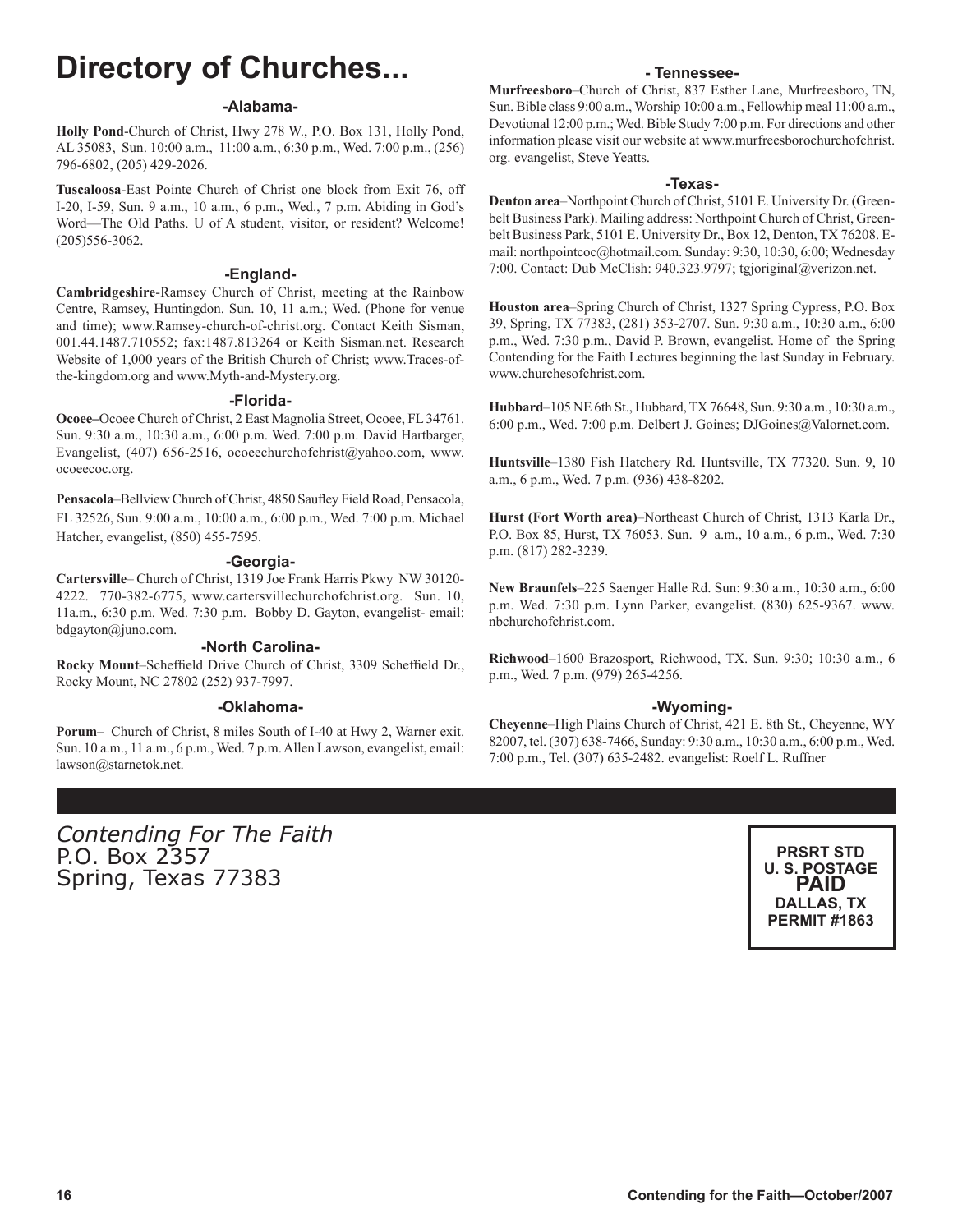# Directory of Churches...

## -Alabama-

**Holly Pond**-Church of Christ, Hwy 278 W., P.O. Box 131, Holly Pond, AL 35083, Sun. 10:00 a.m., 11:00 a.m., 6:30 p.m., Wed. 7:00 p.m., (256) 796-6802, (205) 429-2026.

**Tuscaloosa**-East Pointe Church of Christ one block from Exit 76, off I-20, I-59, Sun. 9 a.m., 10 a.m., 6 p.m., Wed., 7 p.m. Abiding in God's Word—The Old Paths. U of A student, visitor, or resident? Welcome! (205)556-3062.

## -England-

**Cambridgeshire**-Ramsey Church of Christ, meeting at the Rainbow Centre, Ramsey, Huntingdon. Sun. 10, 11 a.m.; Wed. (Phone for venue and time); www.Ramsey-church-of-christ.org. Contact Keith Sisman, 001.44.1487.710552; fax:1487.813264 or Keith Sisman.net. Research Website of 1,000 years of the British Church of Christ; www.Traces-of-the-kingdom.org and www.Myth-and-Mystery.org.

## -Florida-

**Ocoee–**Ocoee Church of Christ, 2 East Magnolia Street, Ocoee, FL 34761. Sun. 9:30 a.m., 10:30 a.m., 6:00 p.m. Wed. 7:00 p.m. David Hartbarger, Evangelist, (407) 656-2516, ocoeechurchofchrist@yahoo.com, www.ocoeecoc.org.

**Pensacola**–Bellview Church of Christ, 4850 Saufley Field Road, Pensacola, FL 32526, Sun. 9:00 a.m., 10:00 a.m., 6:00 p.m., Wed. 7:00 p.m. Michael Hatcher, evangelist, (850) 455-7595.

## -Georgia-

**Cartersville**– Church of Christ, 1319 Joe Frank Harris Pkwy NW 30120-4222. 770-382-6775, www.cartersvillechurchofchrist.org. Sun. 10, 11a.m., 6:30 p.m. Wed. 7:30 p.m. Bobby D. Gayton, evangelist- email: bdgayton@juno.com.

## -North Carolina-

**Rocky Mount**–Scheffield Drive Church of Christ, 3309 Scheffield Dr., Rocky Mount, NC 27802 (252) 937-7997.

## -Oklahoma-

**Porum–** Church of Christ, 8 miles South of I-40 at Hwy 2, Warner exit. Sun. 10 a.m., 11 a.m., 6 p.m., Wed. 7 p.m. Allen Lawson, evangelist, email: lawson@starnetok.net.

## - Tennessee-

**Murfreesboro**–Church of Christ, 837 Esther Lane, Murfreesboro, TN, Sun. Bible class 9:00 a.m., Worship 10:00 a.m., Fellowhip meal 11:00 a.m., Devotional 12:00 p.m.; Wed. Bible Study 7:00 p.m. For directions and other information please visit our website at www.murfreesborochurchofchrist.org. evangelist, Steve Yeatts.

## -Texas-

**Denton area**–Northpoint Church of Christ, 5101 E. University Dr. (Greenbelt Business Park). Mailing address: Northpoint Church of Christ, Greenbelt Business Park, 5101 E. University Dr., Box 12, Denton, TX 76208. E-mail: northpointcoc@hotmail.com. Sunday: 9:30, 10:30, 6:00; Wednesday 7:00. Contact: Dub McClish: 940.323.9797; tgjoriginal@verizon.net.

**Houston area**–Spring Church of Christ, 1327 Spring Cypress, P.O. Box 39, Spring, TX 77383, (281) 353-2707. Sun. 9:30 a.m., 10:30 a.m., 6:00 p.m., Wed. 7:30 p.m., David P. Brown, evangelist. Home of the Spring Contending for the Faith Lectures beginning the last Sunday in February. www.churchesofchrist.com.

**Hubbard**–105 NE 6th St., Hubbard, TX 76648, Sun. 9:30 a.m., 10:30 a.m., 6:00 p.m., Wed. 7:00 p.m. Delbert J. Goines; DJGoines@Valornet.com.

**Huntsville**–1380 Fish Hatchery Rd. Huntsville, TX 77320. Sun. 9, 10 a.m., 6 p.m., Wed. 7 p.m. (936) 438-8202.

**Hurst (Fort Worth area)**–Northeast Church of Christ, 1313 Karla Dr., P.O. Box 85, Hurst, TX 76053. Sun. 9 a.m., 10 a.m., 6 p.m., Wed. 7:30 p.m. (817) 282-3239.

**New Braunfels**–225 Saenger Halle Rd. Sun: 9:30 a.m., 10:30 a.m., 6:00 p.m. Wed. 7:30 p.m. Lynn Parker, evangelist. (830) 625-9367. www.nbchurchofchrist.com.

**Richwood**–1600 Brazosport, Richwood, TX. Sun. 9:30; 10:30 a.m., 6 p.m., Wed. 7 p.m. (979) 265-4256.

## -Wyoming-

**Cheyenne**–High Plains Church of Christ, 421 E. 8th St., Cheyenne, WY 82007, tel. (307) 638-7466, Sunday: 9:30 a.m., 10:30 a.m., 6:00 p.m., Wed. 7:00 p.m., Tel. (307) 635-2482. evangelist: Roelf L. Ruffner

---

*Contending For The Faith*
P.O. Box 2357
Spring, Texas 77383

**PRSRT STD**
**U. S. POSTAGE**
**PAID**
**DALLAS, TX**
**PERMIT #1863**